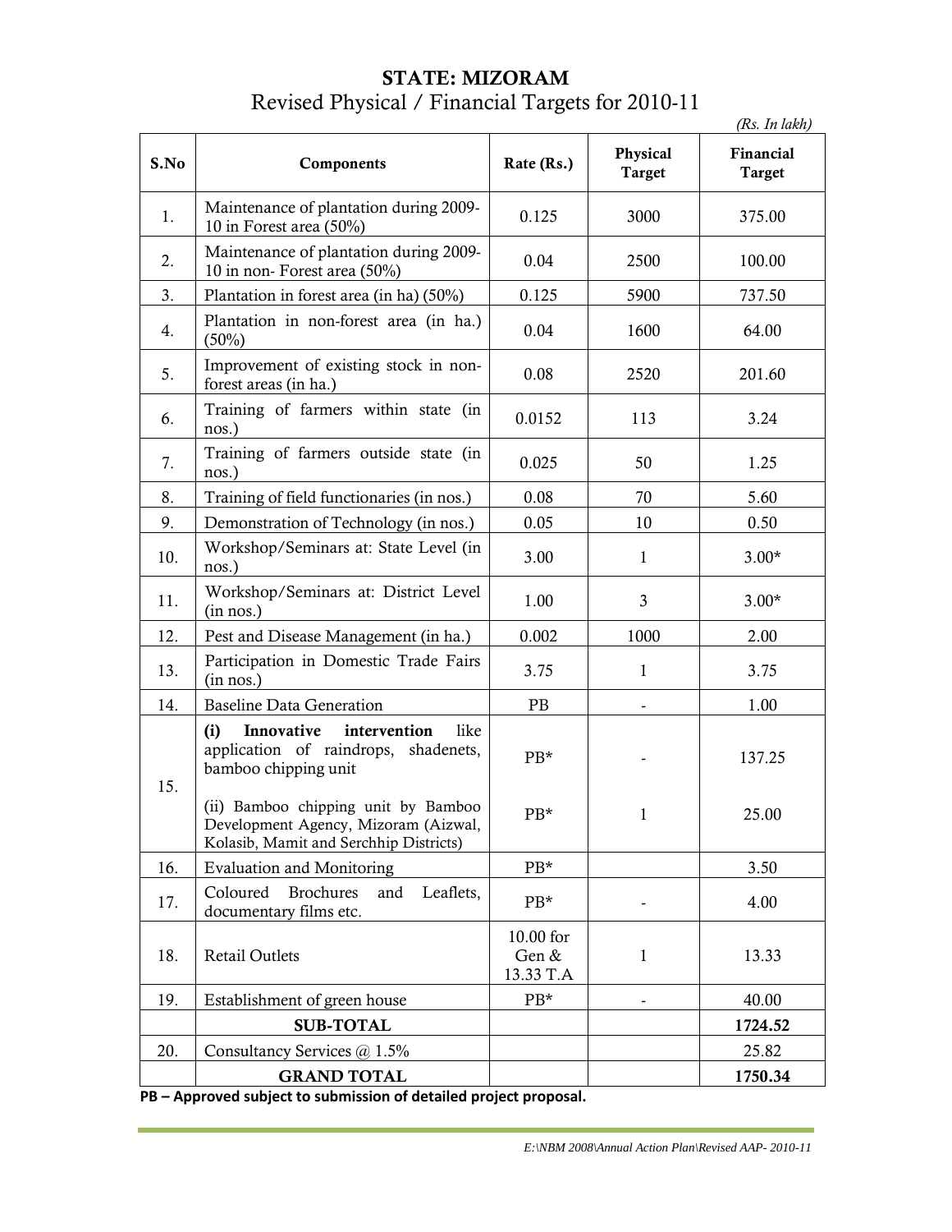# STATE: MIZORAM

## Revised Physical / Financial Targets for 2010-11

*(Rs. In lakh)*

| S.No | Components | Rate (Rs.) | Physical Target | Financial Target |
|---|---|---|---|---|
| 1. | Maintenance of plantation during 2009-10 in Forest area (50%) | 0.125 | 3000 | 375.00 |
| 2. | Maintenance of plantation during 2009-10 in non- Forest area (50%) | 0.04 | 2500 | 100.00 |
| 3. | Plantation in forest area (in ha) (50%) | 0.125 | 5900 | 737.50 |
| 4. | Plantation in non-forest area (in ha.) (50%) | 0.04 | 1600 | 64.00 |
| 5. | Improvement of existing stock in non-forest areas (in ha.) | 0.08 | 2520 | 201.60 |
| 6. | Training of farmers within state (in nos.) | 0.0152 | 113 | 3.24 |
| 7. | Training of farmers outside state (in nos.) | 0.025 | 50 | 1.25 |
| 8. | Training of field functionaries (in nos.) | 0.08 | 70 | 5.60 |
| 9. | Demonstration of Technology (in nos.) | 0.05 | 10 | 0.50 |
| 10. | Workshop/Seminars at: State Level (in nos.) | 3.00 | 1 | 3.00* |
| 11. | Workshop/Seminars at: District Level (in nos.) | 1.00 | 3 | 3.00* |
| 12. | Pest and Disease Management (in ha.) | 0.002 | 1000 | 2.00 |
| 13. | Participation in Domestic Trade Fairs (in nos.) | 3.75 | 1 | 3.75 |
| 14. | Baseline Data Generation | PB | - | 1.00 |
| 15. | **(i) Innovative intervention** like application of raindrops, shadenets, bamboo chipping unit | PB* | - | 137.25 |
| | (ii) Bamboo chipping unit by Bamboo Development Agency, Mizoram (Aizwal, Kolasib, Mamit and Serchhip Districts) | PB* | 1 | 25.00 |
| 16. | Evaluation and Monitoring | PB* | | 3.50 |
| 17. | Coloured Brochures and Leaflets, documentary films etc. | PB* | - | 4.00 |
| 18. | Retail Outlets | 10.00 for Gen & 13.33 T.A | 1 | 13.33 |
| 19. | Establishment of green house | PB* | - | 40.00 |
| | **SUB-TOTAL** | | | **1724.52** |
| 20. | Consultancy Services @ 1.5% | | | 25.82 |
| | **GRAND TOTAL** | | | **1750.34** |

**PB – Approved subject to submission of detailed project proposal.**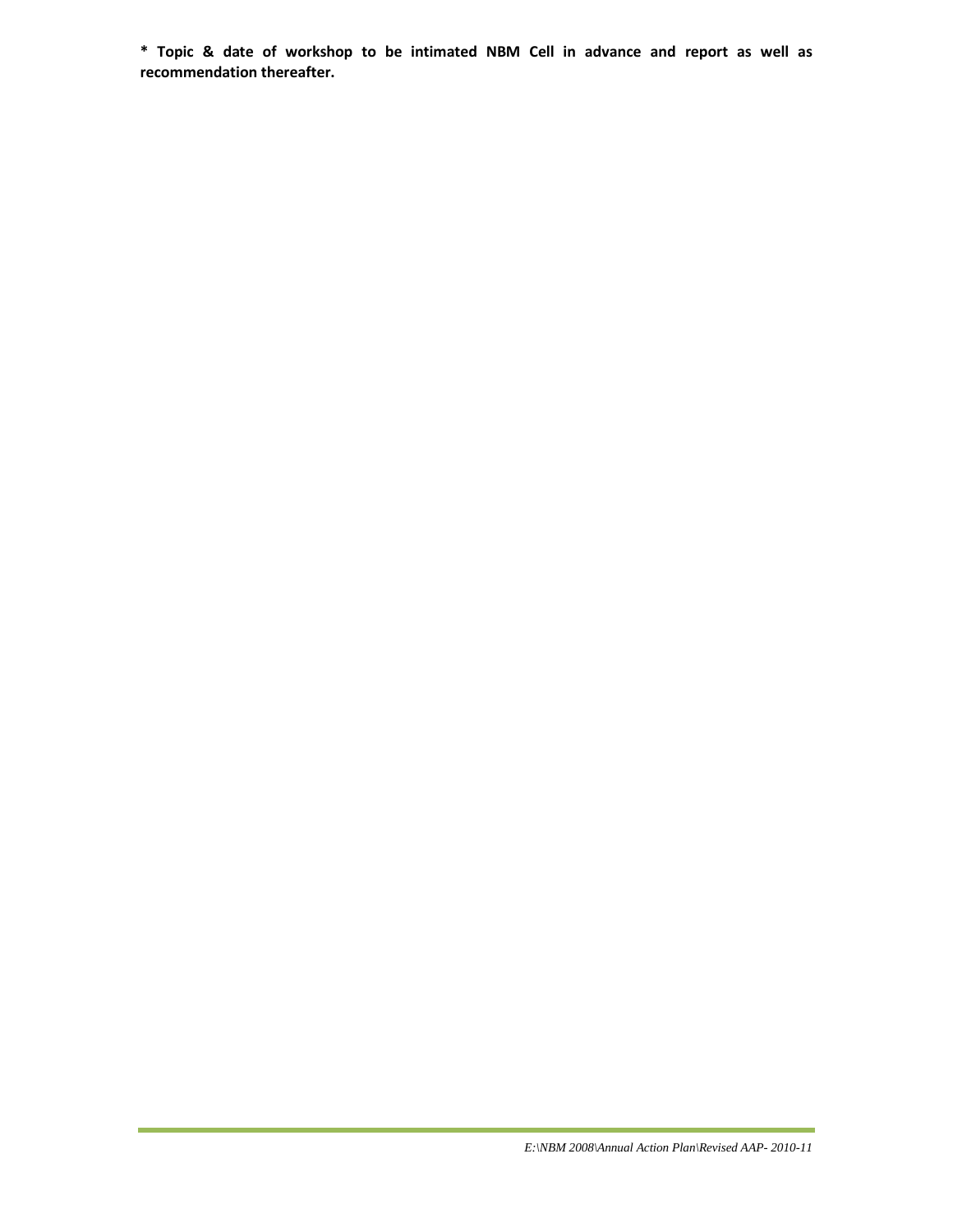**\* Topic & date of workshop to be intimated NBM Cell in advance and report as well as recommendation thereafter.**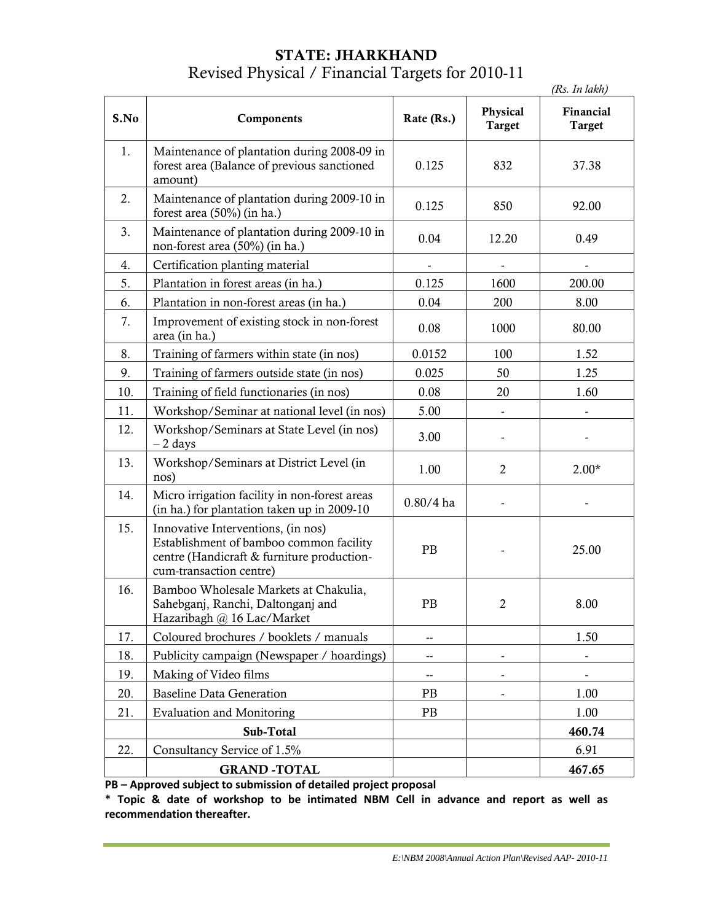# STATE: JHARKHAND

## Revised Physical / Financial Targets for 2010-11

*(Rs. In lakh)*

| S.No | Components | Rate (Rs.) | Physical Target | Financial Target |
|---|---|---|---|---|
| 1. | Maintenance of plantation during 2008-09 in forest area (Balance of previous sanctioned amount) | 0.125 | 832 | 37.38 |
| 2. | Maintenance of plantation during 2009-10 in forest area (50%) (in ha.) | 0.125 | 850 | 92.00 |
| 3. | Maintenance of plantation during 2009-10 in non-forest area (50%) (in ha.) | 0.04 | 12.20 | 0.49 |
| 4. | Certification planting material | - | - | - |
| 5. | Plantation in forest areas (in ha.) | 0.125 | 1600 | 200.00 |
| 6. | Plantation in non-forest areas (in ha.) | 0.04 | 200 | 8.00 |
| 7. | Improvement of existing stock in non-forest area (in ha.) | 0.08 | 1000 | 80.00 |
| 8. | Training of farmers within state (in nos) | 0.0152 | 100 | 1.52 |
| 9. | Training of farmers outside state (in nos) | 0.025 | 50 | 1.25 |
| 10. | Training of field functionaries (in nos) | 0.08 | 20 | 1.60 |
| 11. | Workshop/Seminar at national level (in nos) | 5.00 | - | - |
| 12. | Workshop/Seminars at State Level (in nos) – 2 days | 3.00 | - | - |
| 13. | Workshop/Seminars at District Level (in nos) | 1.00 | 2 | 2.00* |
| 14. | Micro irrigation facility in non-forest areas (in ha.) for plantation taken up in 2009-10 | 0.80/4 ha | - | - |
| 15. | Innovative Interventions, (in nos) Establishment of bamboo common facility centre (Handicraft & furniture production-cum-transaction centre) | PB | - | 25.00 |
| 16. | Bamboo Wholesale Markets at Chakulia, Sahebganj, Ranchi, Daltonganj and Hazaribagh @ 16 Lac/Market | PB | 2 | 8.00 |
| 17. | Coloured brochures / booklets / manuals | -- | | 1.50 |
| 18. | Publicity campaign (Newspaper / hoardings) | -- | - | - |
| 19. | Making of Video films | -- | - | - |
| 20. | Baseline Data Generation | PB | - | 1.00 |
| 21. | Evaluation and Monitoring | PB | | 1.00 |
| | **Sub-Total** | | | **460.74** |
| 22. | Consultancy Service of 1.5% | | | 6.91 |
| | **GRAND -TOTAL** | | | **467.65** |

**PB – Approved subject to submission of detailed project proposal**

**\* Topic & date of workshop to be intimated NBM Cell in advance and report as well as recommendation thereafter.**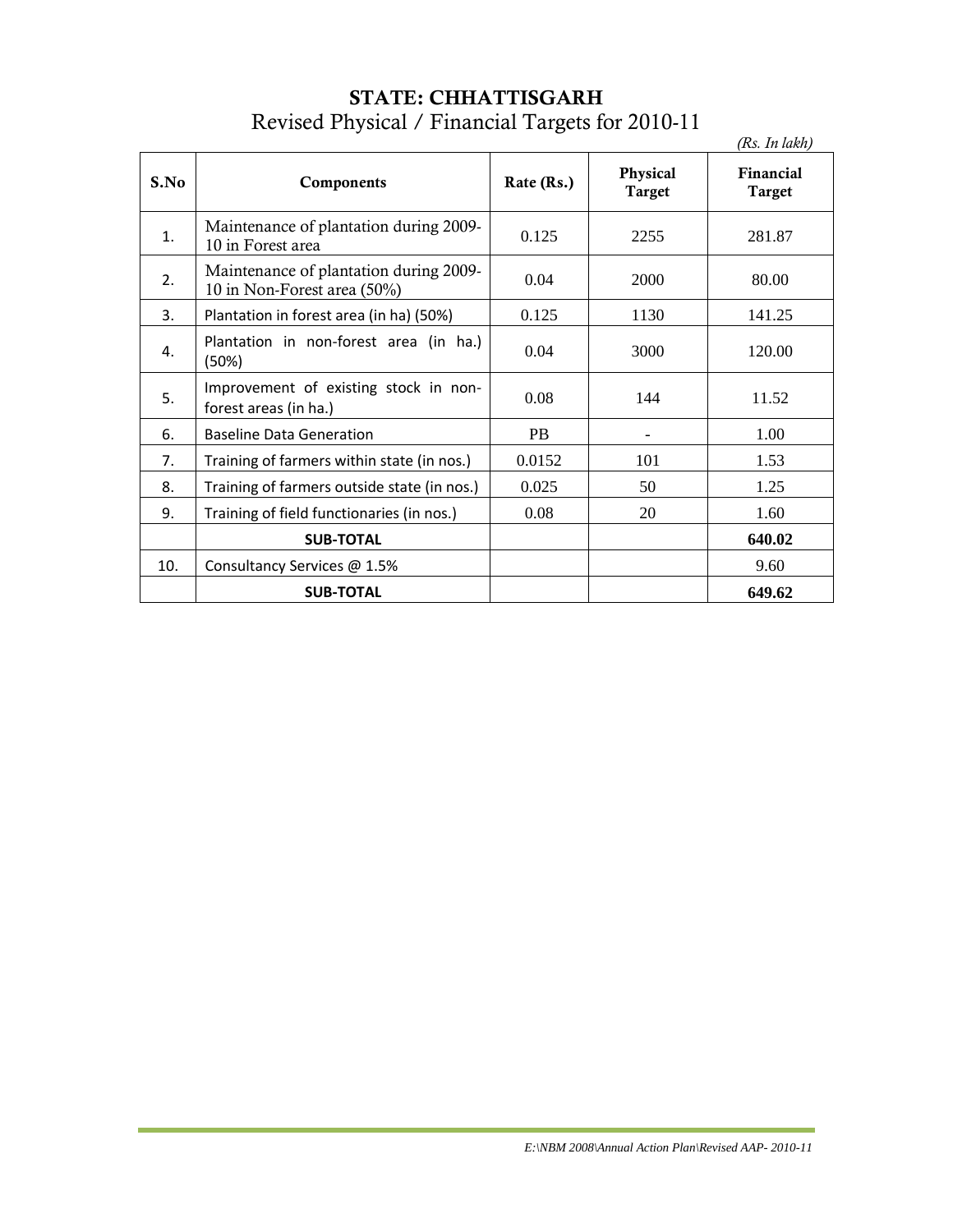# STATE: CHHATTISGARH

## Revised Physical / Financial Targets for 2010-11

*(Rs. In lakh)*

| S.No | Components | Rate (Rs.) | Physical Target | Financial Target |
|---|---|---|---|---|
| 1. | Maintenance of plantation during 2009-10 in Forest area | 0.125 | 2255 | 281.87 |
| 2. | Maintenance of plantation during 2009-10 in Non-Forest area (50%) | 0.04 | 2000 | 80.00 |
| 3. | Plantation in forest area (in ha) (50%) | 0.125 | 1130 | 141.25 |
| 4. | Plantation in non-forest area (in ha.) (50%) | 0.04 | 3000 | 120.00 |
| 5. | Improvement of existing stock in non-forest areas (in ha.) | 0.08 | 144 | 11.52 |
| 6. | Baseline Data Generation | PB | - | 1.00 |
| 7. | Training of farmers within state (in nos.) | 0.0152 | 101 | 1.53 |
| 8. | Training of farmers outside state (in nos.) | 0.025 | 50 | 1.25 |
| 9. | Training of field functionaries (in nos.) | 0.08 | 20 | 1.60 |
| | **SUB-TOTAL** | | | **640.02** |
| 10. | Consultancy Services @ 1.5% | | | 9.60 |
| | **SUB-TOTAL** | | | **649.62** |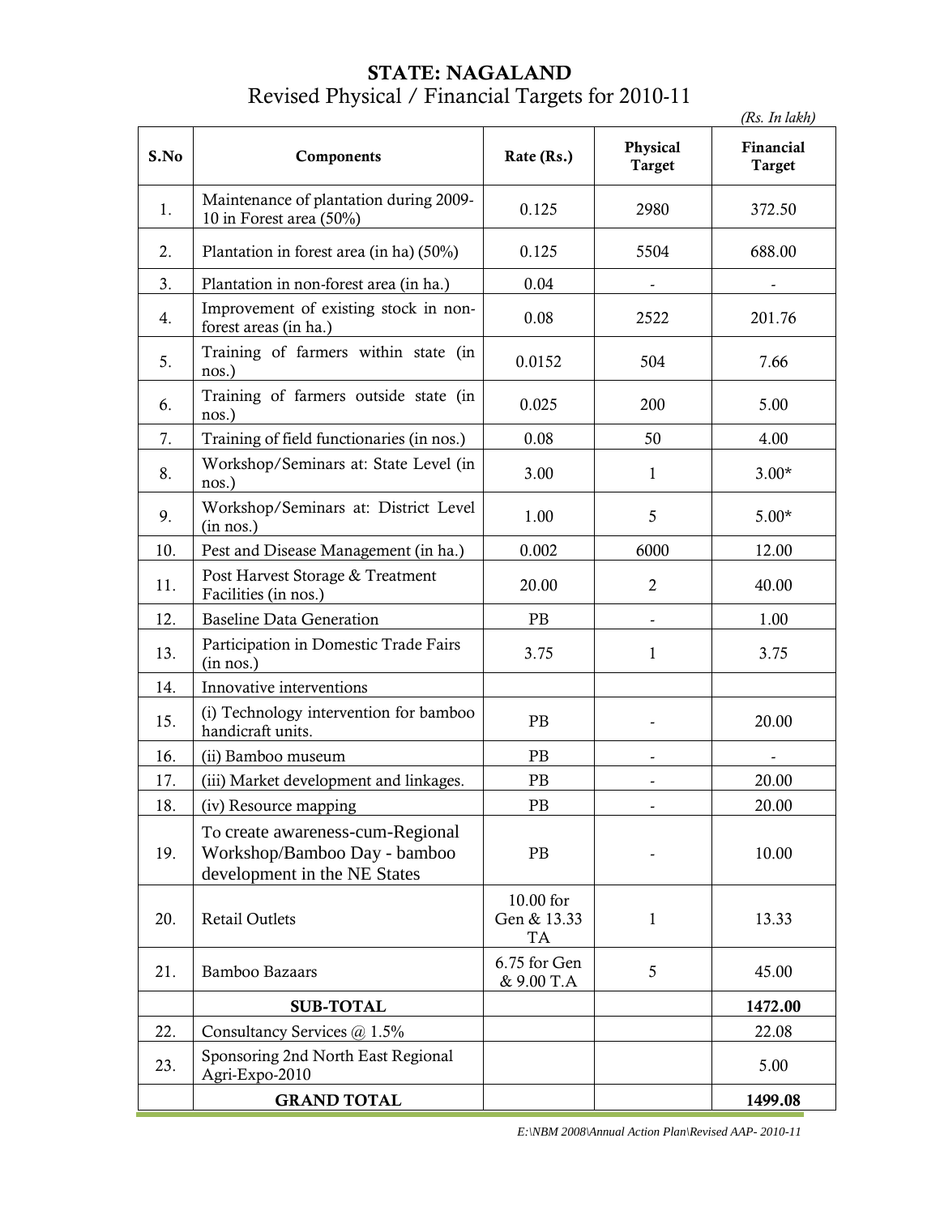# STATE: NAGALAND

Revised Physical / Financial Targets for 2010-11

*(Rs. In lakh)*

| S.No | Components | Rate (Rs.) | Physical Target | Financial Target |
|---|---|---|---|---|
| 1. | Maintenance of plantation during 2009-10 in Forest area (50%) | 0.125 | 2980 | 372.50 |
| 2. | Plantation in forest area (in ha) (50%) | 0.125 | 5504 | 688.00 |
| 3. | Plantation in non-forest area (in ha.) | 0.04 | - | - |
| 4. | Improvement of existing stock in non-forest areas (in ha.) | 0.08 | 2522 | 201.76 |
| 5. | Training of farmers within state (in nos.) | 0.0152 | 504 | 7.66 |
| 6. | Training of farmers outside state (in nos.) | 0.025 | 200 | 5.00 |
| 7. | Training of field functionaries (in nos.) | 0.08 | 50 | 4.00 |
| 8. | Workshop/Seminars at: State Level (in nos.) | 3.00 | 1 | 3.00* |
| 9. | Workshop/Seminars at: District Level (in nos.) | 1.00 | 5 | 5.00* |
| 10. | Pest and Disease Management (in ha.) | 0.002 | 6000 | 12.00 |
| 11. | Post Harvest Storage & Treatment Facilities (in nos.) | 20.00 | 2 | 40.00 |
| 12. | Baseline Data Generation | PB | - | 1.00 |
| 13. | Participation in Domestic Trade Fairs (in nos.) | 3.75 | 1 | 3.75 |
| 14. | Innovative interventions | | | |
| 15. | (i) Technology intervention for bamboo handicraft units. | PB | - | 20.00 |
| 16. | (ii) Bamboo museum | PB | - | - |
| 17. | (iii) Market development and linkages. | PB | - | 20.00 |
| 18. | (iv) Resource mapping | PB | - | 20.00 |
| 19. | To create awareness-cum-Regional Workshop/Bamboo Day - bamboo development in the NE States | PB | - | 10.00 |
| 20. | Retail Outlets | 10.00 for Gen & 13.33 TA | 1 | 13.33 |
| 21. | Bamboo Bazaars | 6.75 for Gen & 9.00 T.A | 5 | 45.00 |
| | **SUB-TOTAL** | | | **1472.00** |
| 22. | Consultancy Services @ 1.5% | | | 22.08 |
| 23. | Sponsoring 2nd North East Regional Agri-Expo-2010 | | | 5.00 |
| | **GRAND TOTAL** | | | **1499.08** |

*E:\NBM 2008\Annual Action Plan\Revised AAP- 2010-11*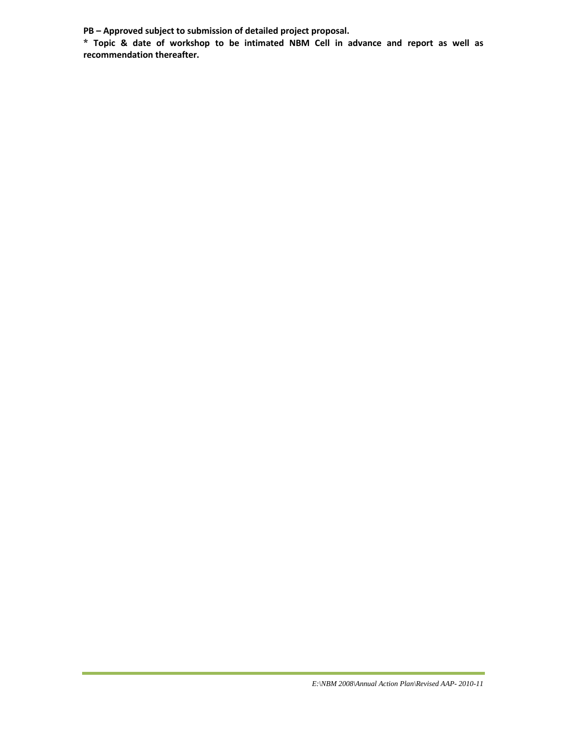**PB – Approved subject to submission of detailed project proposal.**

**\* Topic & date of workshop to be intimated NBM Cell in advance and report as well as recommendation thereafter.**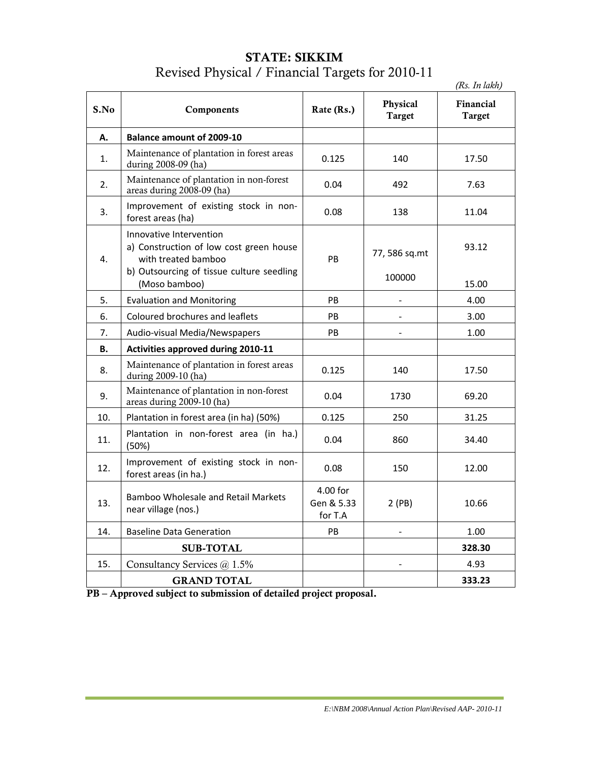# STATE: SIKKIM

## Revised Physical / Financial Targets for 2010-11

*(Rs. In lakh)*

| S.No | Components | Rate (Rs.) | Physical Target | Financial Target |
|---|---|---|---|---|
| **A.** | **Balance amount of 2009-10** | | | |
| 1. | Maintenance of plantation in forest areas during 2008-09 (ha) | 0.125 | 140 | 17.50 |
| 2. | Maintenance of plantation in non-forest areas during 2008-09 (ha) | 0.04 | 492 | 7.63 |
| 3. | Improvement of existing stock in non-forest areas (ha) | 0.08 | 138 | 11.04 |
| 4. | Innovative Intervention<br>a) Construction of low cost green house with treated bamboo<br>b) Outsourcing of tissue culture seedling (Moso bamboo) | PB | 77, 586 sq.mt<br><br>100000 | 93.12<br><br>15.00 |
| 5. | Evaluation and Monitoring | PB | - | 4.00 |
| 6. | Coloured brochures and leaflets | PB | - | 3.00 |
| 7. | Audio-visual Media/Newspapers | PB | - | 1.00 |
| **B.** | **Activities approved during 2010-11** | | | |
| 8. | Maintenance of plantation in forest areas during 2009-10 (ha) | 0.125 | 140 | 17.50 |
| 9. | Maintenance of plantation in non-forest areas during 2009-10 (ha) | 0.04 | 1730 | 69.20 |
| 10. | Plantation in forest area (in ha) (50%) | 0.125 | 250 | 31.25 |
| 11. | Plantation in non-forest area (in ha.) (50%) | 0.04 | 860 | 34.40 |
| 12. | Improvement of existing stock in non-forest areas (in ha.) | 0.08 | 150 | 12.00 |
| 13. | Bamboo Wholesale and Retail Markets near village (nos.) | 4.00 for Gen & 5.33 for T.A | 2 (PB) | 10.66 |
| 14. | Baseline Data Generation | PB | - | 1.00 |
| | **SUB-TOTAL** | | | **328.30** |
| 15. | Consultancy Services @ 1.5% | | - | 4.93 |
| | **GRAND TOTAL** | | | **333.23** |

**PB – Approved subject to submission of detailed project proposal.**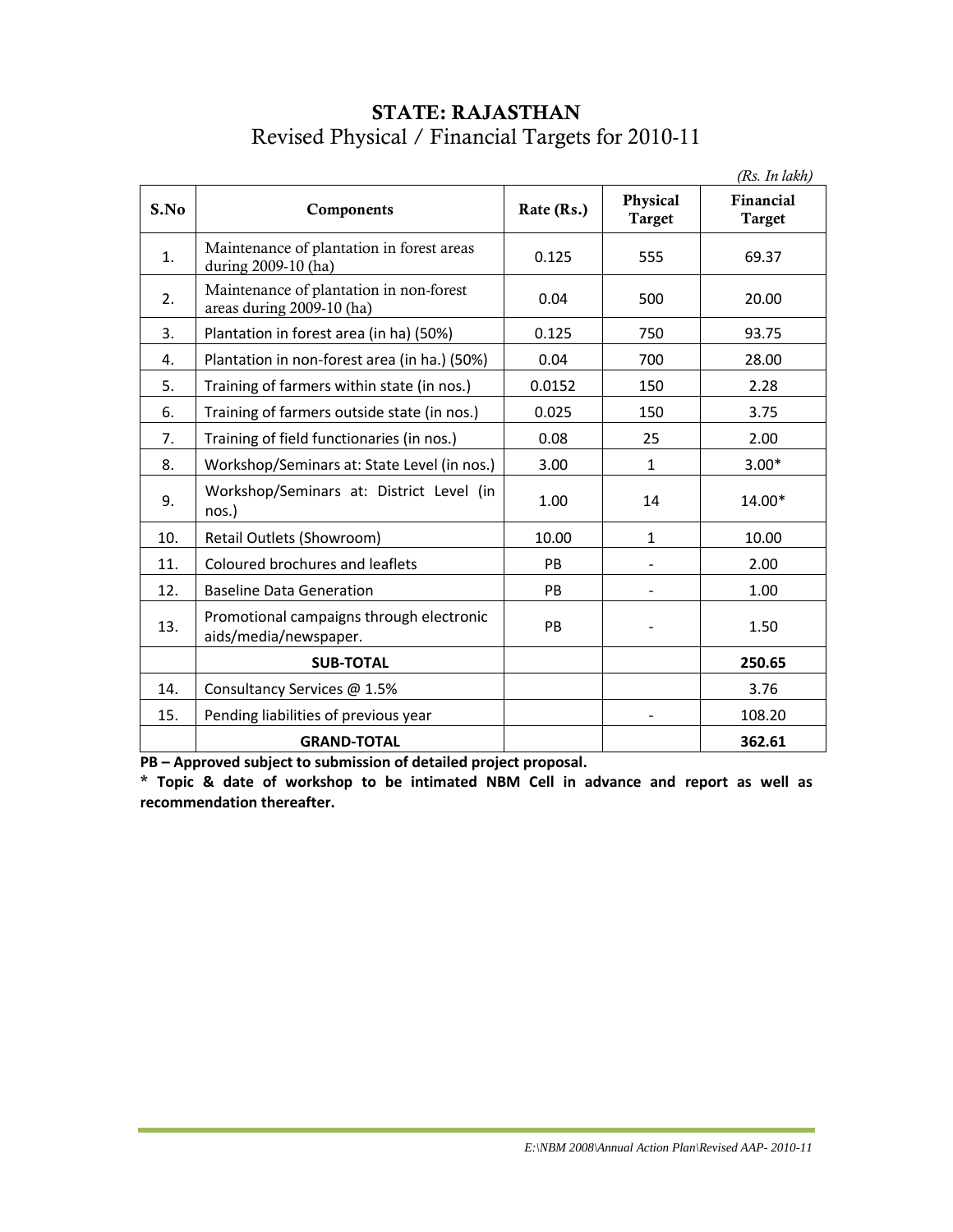# STATE: RAJASTHAN

## Revised Physical / Financial Targets for 2010-11

*(Rs. In lakh)*

| S.No | Components | Rate (Rs.) | Physical Target | Financial Target |
|---|---|---|---|---|
| 1. | Maintenance of plantation in forest areas during 2009-10 (ha) | 0.125 | 555 | 69.37 |
| 2. | Maintenance of plantation in non-forest areas during 2009-10 (ha) | 0.04 | 500 | 20.00 |
| 3. | Plantation in forest area (in ha) (50%) | 0.125 | 750 | 93.75 |
| 4. | Plantation in non-forest area (in ha.) (50%) | 0.04 | 700 | 28.00 |
| 5. | Training of farmers within state (in nos.) | 0.0152 | 150 | 2.28 |
| 6. | Training of farmers outside state (in nos.) | 0.025 | 150 | 3.75 |
| 7. | Training of field functionaries (in nos.) | 0.08 | 25 | 2.00 |
| 8. | Workshop/Seminars at: State Level (in nos.) | 3.00 | 1 | 3.00* |
| 9. | Workshop/Seminars at: District Level (in nos.) | 1.00 | 14 | 14.00* |
| 10. | Retail Outlets (Showroom) | 10.00 | 1 | 10.00 |
| 11. | Coloured brochures and leaflets | PB | - | 2.00 |
| 12. | Baseline Data Generation | PB | - | 1.00 |
| 13. | Promotional campaigns through electronic aids/media/newspaper. | PB | - | 1.50 |
| | **SUB-TOTAL** | | | **250.65** |
| 14. | Consultancy Services @ 1.5% | | | 3.76 |
| 15. | Pending liabilities of previous year | | - | 108.20 |
| | **GRAND-TOTAL** | | | **362.61** |

**PB – Approved subject to submission of detailed project proposal.**

**\* Topic & date of workshop to be intimated NBM Cell in advance and report as well as recommendation thereafter.**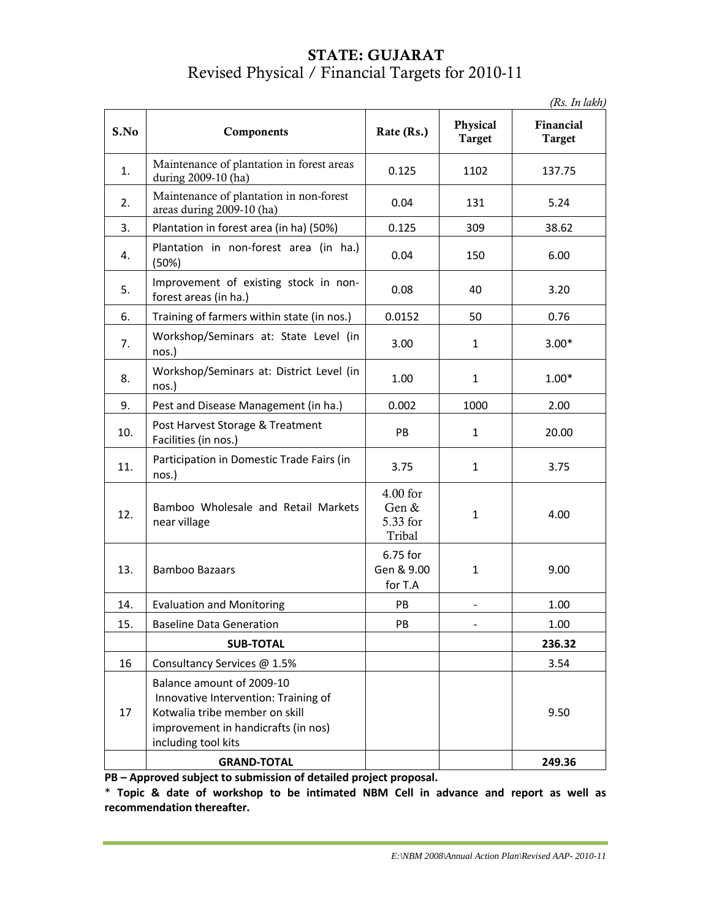# STATE: GUJARAT

## Revised Physical / Financial Targets for 2010-11

*(Rs. In lakh)*

| S.No | Components | Rate (Rs.) | Physical Target | Financial Target |
|---|---|---|---|---|
| 1. | Maintenance of plantation in forest areas during 2009-10 (ha) | 0.125 | 1102 | 137.75 |
| 2. | Maintenance of plantation in non-forest areas during 2009-10 (ha) | 0.04 | 131 | 5.24 |
| 3. | Plantation in forest area (in ha) (50%) | 0.125 | 309 | 38.62 |
| 4. | Plantation in non-forest area (in ha.) (50%) | 0.04 | 150 | 6.00 |
| 5. | Improvement of existing stock in non-forest areas (in ha.) | 0.08 | 40 | 3.20 |
| 6. | Training of farmers within state (in nos.) | 0.0152 | 50 | 0.76 |
| 7. | Workshop/Seminars at: State Level (in nos.) | 3.00 | 1 | 3.00* |
| 8. | Workshop/Seminars at: District Level (in nos.) | 1.00 | 1 | 1.00* |
| 9. | Pest and Disease Management (in ha.) | 0.002 | 1000 | 2.00 |
| 10. | Post Harvest Storage & Treatment Facilities (in nos.) | PB | 1 | 20.00 |
| 11. | Participation in Domestic Trade Fairs (in nos.) | 3.75 | 1 | 3.75 |
| 12. | Bamboo Wholesale and Retail Markets near village | 4.00 for Gen & 5.33 for Tribal | 1 | 4.00 |
| 13. | Bamboo Bazaars | 6.75 for Gen & 9.00 for T.A | 1 | 9.00 |
| 14. | Evaluation and Monitoring | PB | - | 1.00 |
| 15. | Baseline Data Generation | PB | - | 1.00 |
| | **SUB-TOTAL** | | | **236.32** |
| 16 | Consultancy Services @ 1.5% | | | 3.54 |
| 17 | Balance amount of 2009-10 Innovative Intervention: Training of Kotwalia tribe member on skill improvement in handicrafts (in nos) including tool kits | | | 9.50 |
| | **GRAND-TOTAL** | | | **249.36** |

**PB – Approved subject to submission of detailed project proposal.**

**\* Topic & date of workshop to be intimated NBM Cell in advance and report as well as recommendation thereafter.**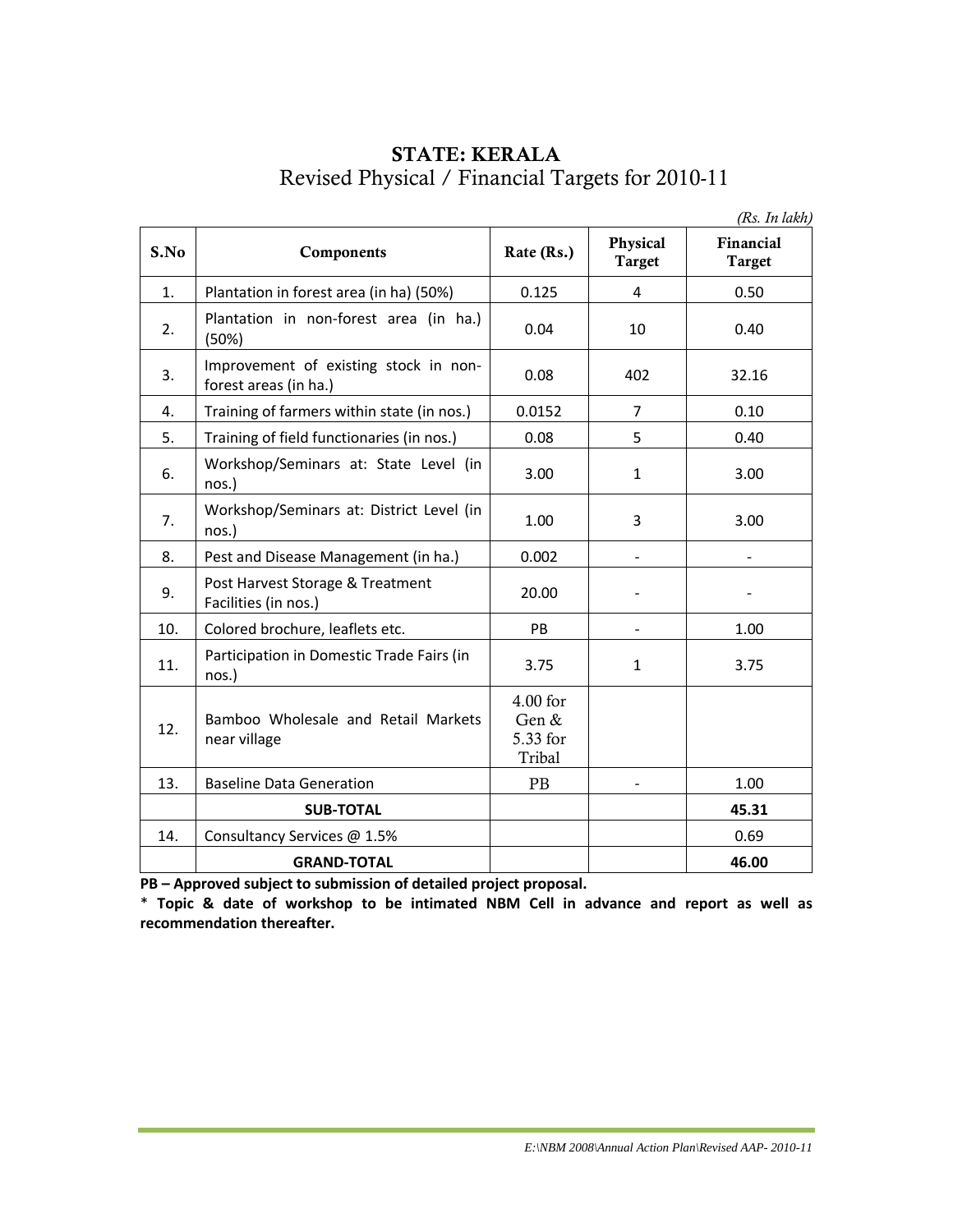# STATE: KERALA

## Revised Physical / Financial Targets for 2010-11

*(Rs. In lakh)*

| S.No | Components | Rate (Rs.) | Physical Target | Financial Target |
|---|---|---|---|---|
| 1. | Plantation in forest area (in ha) (50%) | 0.125 | 4 | 0.50 |
| 2. | Plantation in non-forest area (in ha.) (50%) | 0.04 | 10 | 0.40 |
| 3. | Improvement of existing stock in non-forest areas (in ha.) | 0.08 | 402 | 32.16 |
| 4. | Training of farmers within state (in nos.) | 0.0152 | 7 | 0.10 |
| 5. | Training of field functionaries (in nos.) | 0.08 | 5 | 0.40 |
| 6. | Workshop/Seminars at: State Level (in nos.) | 3.00 | 1 | 3.00 |
| 7. | Workshop/Seminars at: District Level (in nos.) | 1.00 | 3 | 3.00 |
| 8. | Pest and Disease Management (in ha.) | 0.002 | - | - |
| 9. | Post Harvest Storage & Treatment Facilities (in nos.) | 20.00 | - | - |
| 10. | Colored brochure, leaflets etc. | PB | - | 1.00 |
| 11. | Participation in Domestic Trade Fairs (in nos.) | 3.75 | 1 | 3.75 |
| 12. | Bamboo Wholesale and Retail Markets near village | 4.00 for Gen & 5.33 for Tribal | | |
| 13. | Baseline Data Generation | PB | - | 1.00 |
| | **SUB-TOTAL** | | | **45.31** |
| 14. | Consultancy Services @ 1.5% | | | 0.69 |
| | **GRAND-TOTAL** | | | **46.00** |

**PB – Approved subject to submission of detailed project proposal.**

**\* Topic & date of workshop to be intimated NBM Cell in advance and report as well as recommendation thereafter.**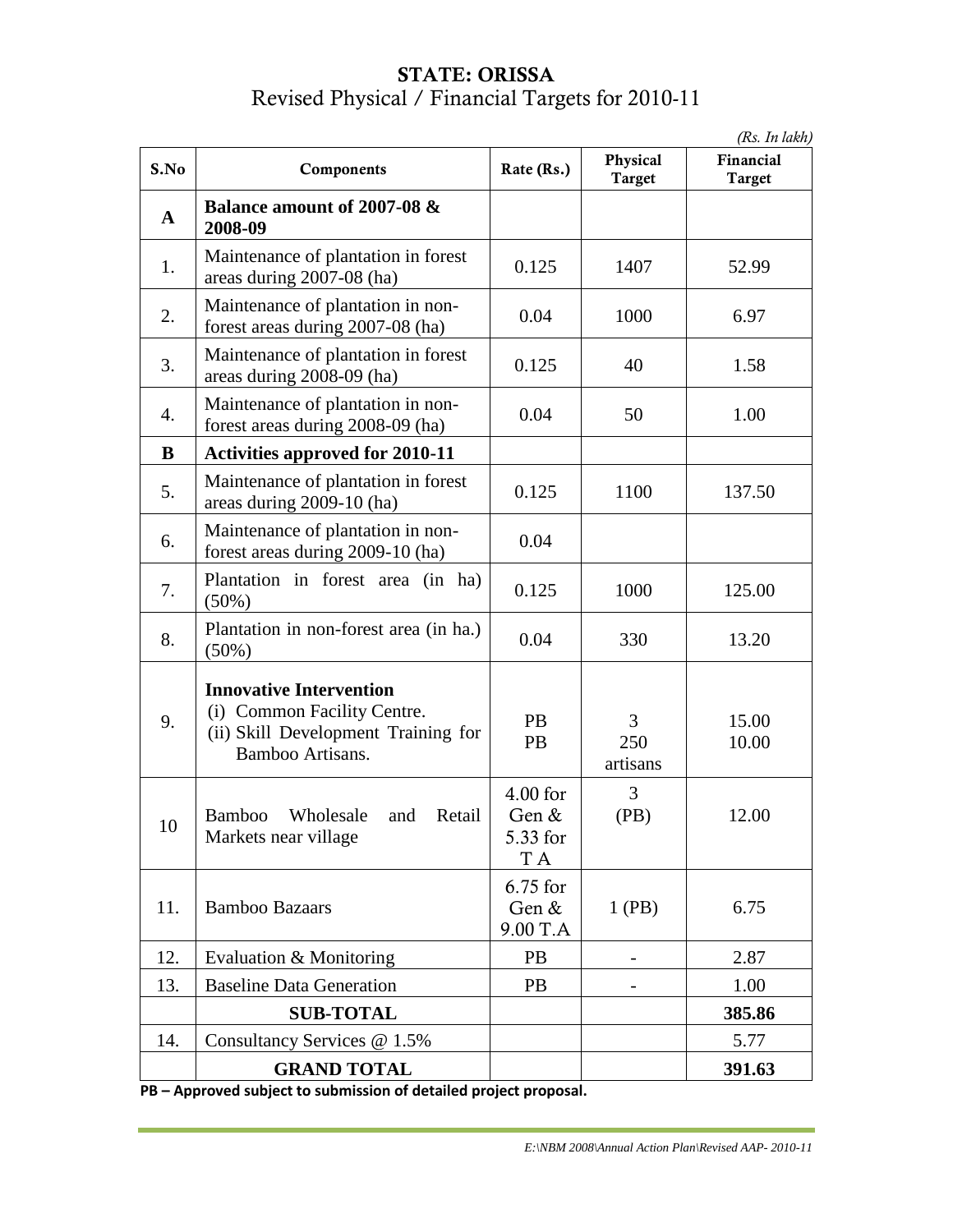# STATE: ORISSA

## Revised Physical / Financial Targets for 2010-11

*(Rs. In lakh)*

| S.No | Components | Rate (Rs.) | Physical Target | Financial Target |
|---|---|---|---|---|
| **A** | **Balance amount of 2007-08 & 2008-09** | | | |
| 1. | Maintenance of plantation in forest areas during 2007-08 (ha) | 0.125 | 1407 | 52.99 |
| 2. | Maintenance of plantation in non-forest areas during 2007-08 (ha) | 0.04 | 1000 | 6.97 |
| 3. | Maintenance of plantation in forest areas during 2008-09 (ha) | 0.125 | 40 | 1.58 |
| 4. | Maintenance of plantation in non-forest areas during 2008-09 (ha) | 0.04 | 50 | 1.00 |
| **B** | **Activities approved for 2010-11** | | | |
| 5. | Maintenance of plantation in forest areas during 2009-10 (ha) | 0.125 | 1100 | 137.50 |
| 6. | Maintenance of plantation in non-forest areas during 2009-10 (ha) | 0.04 | | |
| 7. | Plantation in forest area (in ha) (50%) | 0.125 | 1000 | 125.00 |
| 8. | Plantation in non-forest area (in ha.) (50%) | 0.04 | 330 | 13.20 |
| 9. | **Innovative Intervention**<br>(i) Common Facility Centre.<br>(ii) Skill Development Training for Bamboo Artisans. | PB<br>PB | 3<br>250 artisans | 15.00<br>10.00 |
| 10 | Bamboo Wholesale and Retail Markets near village | 4.00 for Gen & 5.33 for T A | 3 (PB) | 12.00 |
| 11. | Bamboo Bazaars | 6.75 for Gen & 9.00 T.A | 1 (PB) | 6.75 |
| 12. | Evaluation & Monitoring | PB | - | 2.87 |
| 13. | Baseline Data Generation | PB | - | 1.00 |
| | **SUB-TOTAL** | | | **385.86** |
| 14. | Consultancy Services @ 1.5% | | | 5.77 |
| | **GRAND TOTAL** | | | **391.63** |

**PB – Approved subject to submission of detailed project proposal.**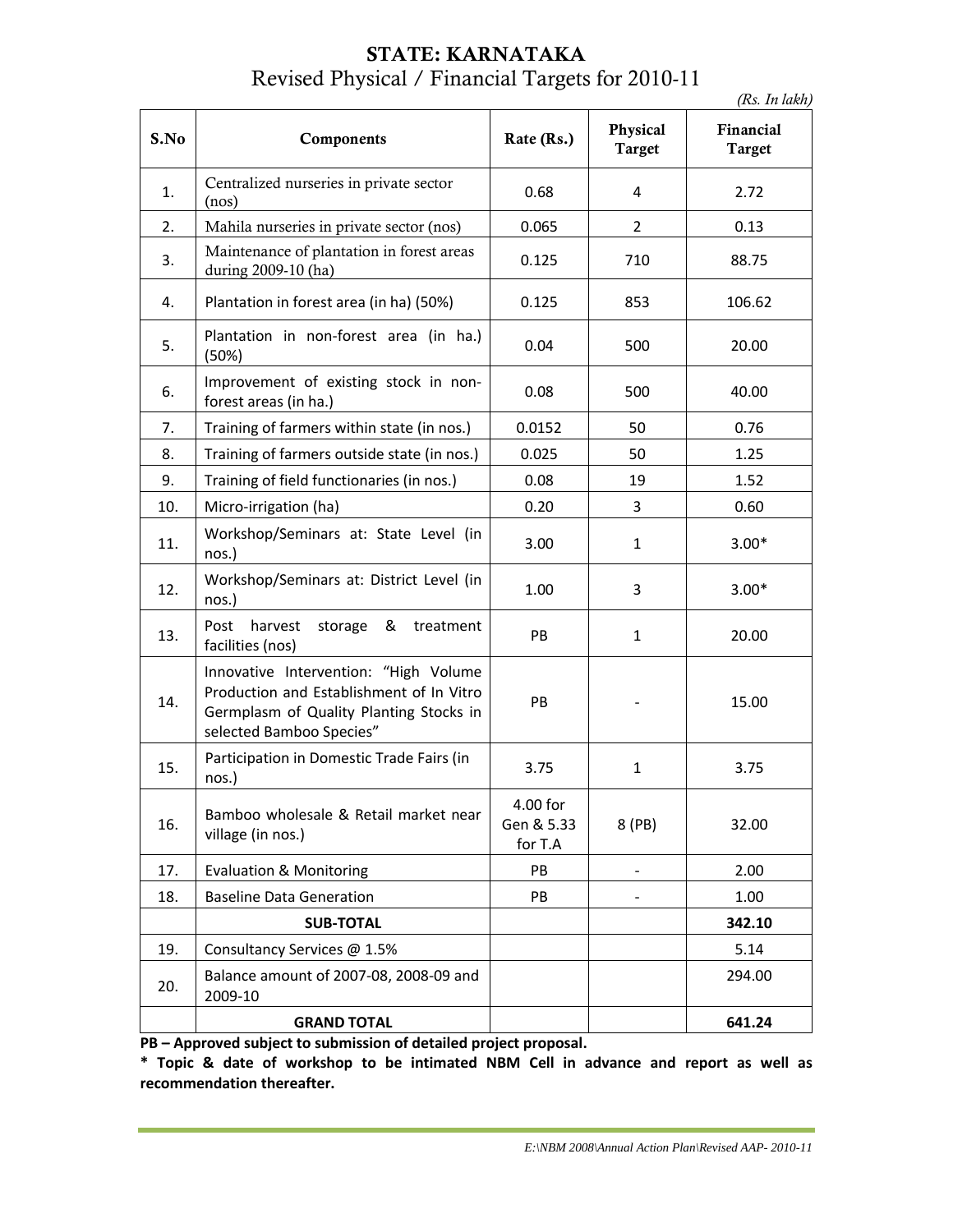# STATE: KARNATAKA

## Revised Physical / Financial Targets for 2010-11

*(Rs. In lakh)*

| S.No | Components | Rate (Rs.) | Physical Target | Financial Target |
|---|---|---|---|---|
| 1. | Centralized nurseries in private sector (nos) | 0.68 | 4 | 2.72 |
| 2. | Mahila nurseries in private sector (nos) | 0.065 | 2 | 0.13 |
| 3. | Maintenance of plantation in forest areas during 2009-10 (ha) | 0.125 | 710 | 88.75 |
| 4. | Plantation in forest area (in ha) (50%) | 0.125 | 853 | 106.62 |
| 5. | Plantation in non-forest area (in ha.) (50%) | 0.04 | 500 | 20.00 |
| 6. | Improvement of existing stock in non-forest areas (in ha.) | 0.08 | 500 | 40.00 |
| 7. | Training of farmers within state (in nos.) | 0.0152 | 50 | 0.76 |
| 8. | Training of farmers outside state (in nos.) | 0.025 | 50 | 1.25 |
| 9. | Training of field functionaries (in nos.) | 0.08 | 19 | 1.52 |
| 10. | Micro-irrigation (ha) | 0.20 | 3 | 0.60 |
| 11. | Workshop/Seminars at: State Level (in nos.) | 3.00 | 1 | 3.00* |
| 12. | Workshop/Seminars at: District Level (in nos.) | 1.00 | 3 | 3.00* |
| 13. | Post harvest storage & treatment facilities (nos) | PB | 1 | 20.00 |
| 14. | Innovative Intervention: "High Volume Production and Establishment of In Vitro Germplasm of Quality Planting Stocks in selected Bamboo Species" | PB | - | 15.00 |
| 15. | Participation in Domestic Trade Fairs (in nos.) | 3.75 | 1 | 3.75 |
| 16. | Bamboo wholesale & Retail market near village (in nos.) | 4.00 for Gen & 5.33 for T.A | 8 (PB) | 32.00 |
| 17. | Evaluation & Monitoring | PB | - | 2.00 |
| 18. | Baseline Data Generation | PB | - | 1.00 |
| | **SUB-TOTAL** | | | **342.10** |
| 19. | Consultancy Services @ 1.5% | | | 5.14 |
| 20. | Balance amount of 2007-08, 2008-09 and 2009-10 | | | 294.00 |
| | **GRAND TOTAL** | | | **641.24** |

**PB – Approved subject to submission of detailed project proposal.**

**\* Topic & date of workshop to be intimated NBM Cell in advance and report as well as recommendation thereafter.**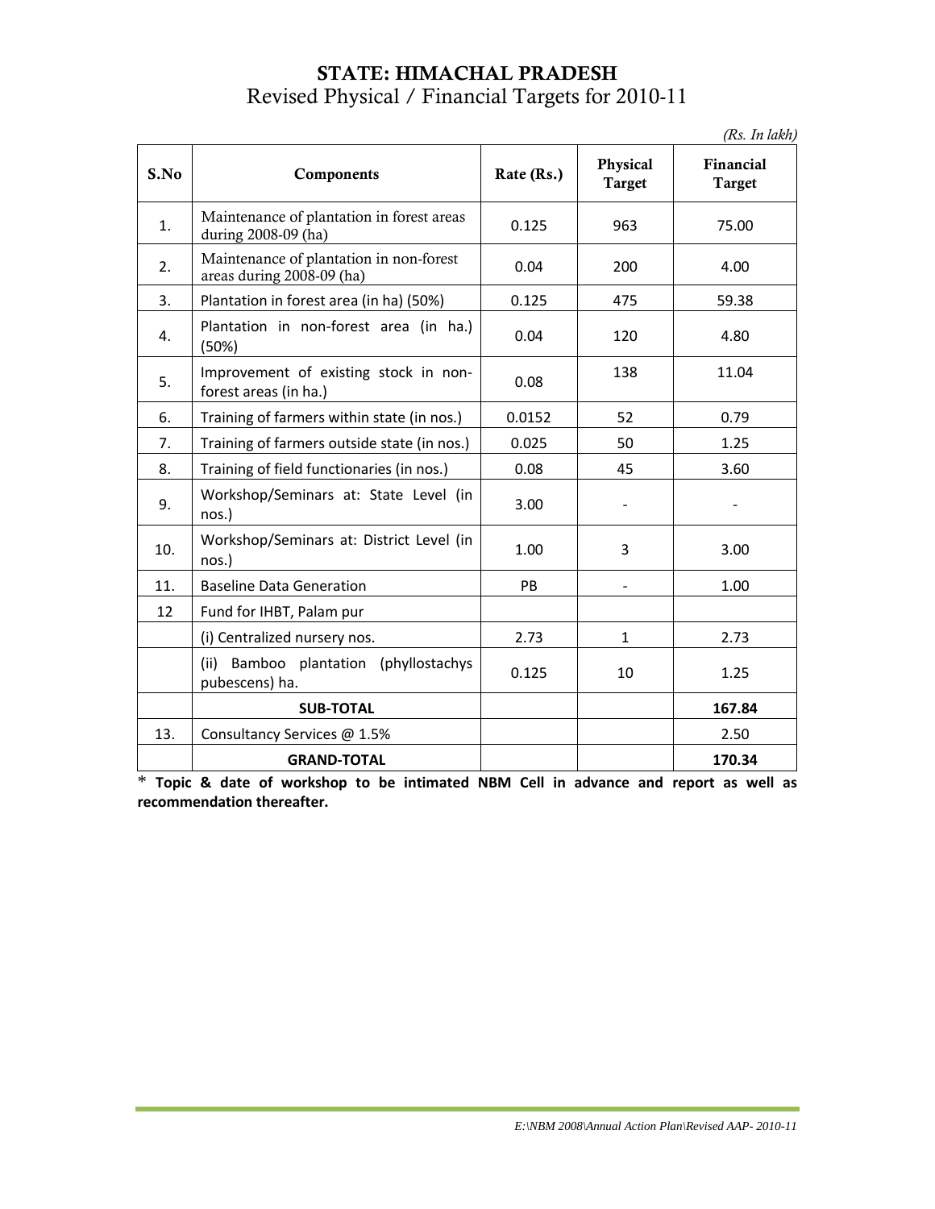# STATE: HIMACHAL PRADESH

## Revised Physical / Financial Targets for 2010-11

*(Rs. In lakh)*

| S.No | Components | Rate (Rs.) | Physical Target | Financial Target |
|---|---|---|---|---|
| 1. | Maintenance of plantation in forest areas during 2008-09 (ha) | 0.125 | 963 | 75.00 |
| 2. | Maintenance of plantation in non-forest areas during 2008-09 (ha) | 0.04 | 200 | 4.00 |
| 3. | Plantation in forest area (in ha) (50%) | 0.125 | 475 | 59.38 |
| 4. | Plantation in non-forest area (in ha.) (50%) | 0.04 | 120 | 4.80 |
| 5. | Improvement of existing stock in non-forest areas (in ha.) | 0.08 | 138 | 11.04 |
| 6. | Training of farmers within state (in nos.) | 0.0152 | 52 | 0.79 |
| 7. | Training of farmers outside state (in nos.) | 0.025 | 50 | 1.25 |
| 8. | Training of field functionaries (in nos.) | 0.08 | 45 | 3.60 |
| 9. | Workshop/Seminars at: State Level (in nos.) | 3.00 | - | - |
| 10. | Workshop/Seminars at: District Level (in nos.) | 1.00 | 3 | 3.00 |
| 11. | Baseline Data Generation | PB | - | 1.00 |
| 12 | Fund for IHBT, Palam pur | | | |
| | (i) Centralized nursery nos. | 2.73 | 1 | 2.73 |
| | (ii) Bamboo plantation (phyllostachys pubescens) ha. | 0.125 | 10 | 1.25 |
| | **SUB-TOTAL** | | | **167.84** |
| 13. | Consultancy Services @ 1.5% | | | 2.50 |
| | **GRAND-TOTAL** | | | **170.34** |

\* **Topic & date of workshop to be intimated NBM Cell in advance and report as well as recommendation thereafter.**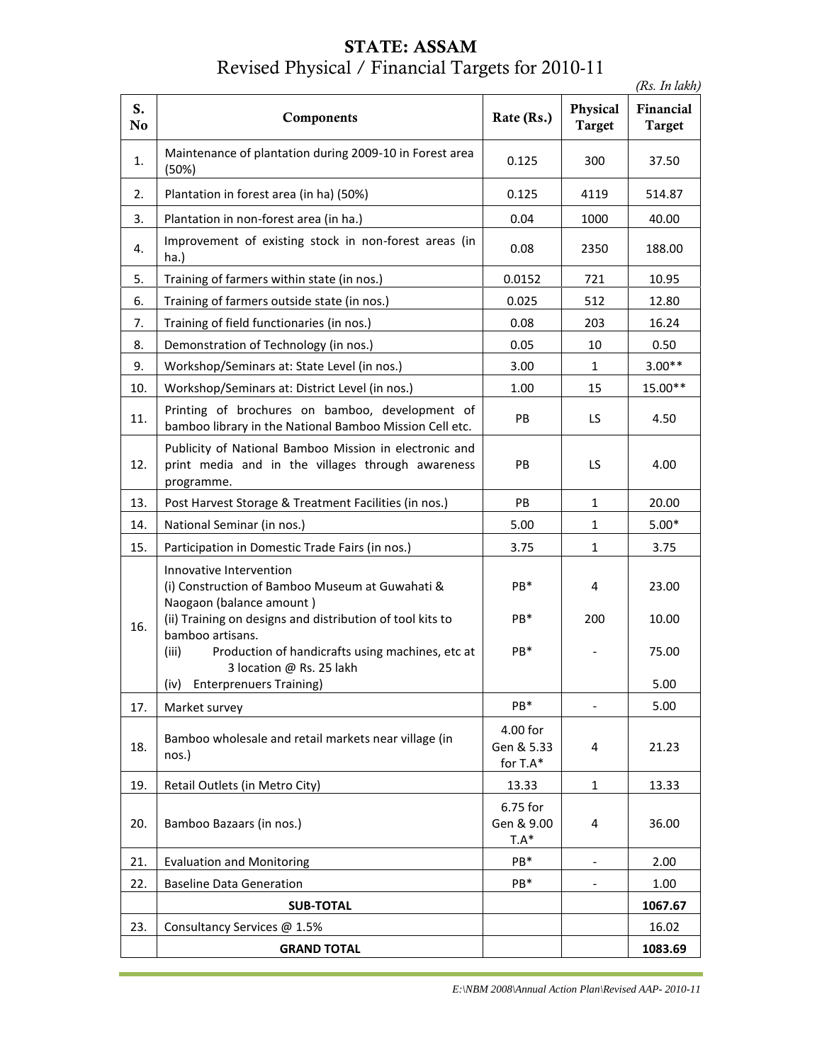# STATE: ASSAM

## Revised Physical / Financial Targets for 2010-11

*(Rs. In lakh)*

| S. No | Components | Rate (Rs.) | Physical Target | Financial Target |
|---|---|---|---|---|
| 1. | Maintenance of plantation during 2009-10 in Forest area (50%) | 0.125 | 300 | 37.50 |
| 2. | Plantation in forest area (in ha) (50%) | 0.125 | 4119 | 514.87 |
| 3. | Plantation in non-forest area (in ha.) | 0.04 | 1000 | 40.00 |
| 4. | Improvement of existing stock in non-forest areas (in ha.) | 0.08 | 2350 | 188.00 |
| 5. | Training of farmers within state (in nos.) | 0.0152 | 721 | 10.95 |
| 6. | Training of farmers outside state (in nos.) | 0.025 | 512 | 12.80 |
| 7. | Training of field functionaries (in nos.) | 0.08 | 203 | 16.24 |
| 8. | Demonstration of Technology (in nos.) | 0.05 | 10 | 0.50 |
| 9. | Workshop/Seminars at: State Level (in nos.) | 3.00 | 1 | 3.00** |
| 10. | Workshop/Seminars at: District Level (in nos.) | 1.00 | 15 | 15.00** |
| 11. | Printing of brochures on bamboo, development of bamboo library in the National Bamboo Mission Cell etc. | PB | LS | 4.50 |
| 12. | Publicity of National Bamboo Mission in electronic and print media and in the villages through awareness programme. | PB | LS | 4.00 |
| 13. | Post Harvest Storage & Treatment Facilities (in nos.) | PB | 1 | 20.00 |
| 14. | National Seminar (in nos.) | 5.00 | 1 | 5.00* |
| 15. | Participation in Domestic Trade Fairs (in nos.) | 3.75 | 1 | 3.75 |
| 16. | Innovative Intervention<br>(i) Construction of Bamboo Museum at Guwahati & Naogaon (balance amount )<br>(ii) Training on designs and distribution of tool kits to bamboo artisans.<br>(iii) Production of handicrafts using machines, etc at 3 location @ Rs. 25 lakh<br>(iv) Enterprenuers Training) | <br>PB*<br>PB*<br>PB* | <br>4<br>200<br>- | <br>23.00<br>10.00<br>75.00<br>5.00 |
| 17. | Market survey | PB* | - | 5.00 |
| 18. | Bamboo wholesale and retail markets near village (in nos.) | 4.00 for Gen & 5.33 for T.A* | 4 | 21.23 |
| 19. | Retail Outlets (in Metro City) | 13.33 | 1 | 13.33 |
| 20. | Bamboo Bazaars (in nos.) | 6.75 for Gen & 9.00 T.A* | 4 | 36.00 |
| 21. | Evaluation and Monitoring | PB* | - | 2.00 |
| 22. | Baseline Data Generation | PB* | - | 1.00 |
| | **SUB-TOTAL** | | | **1067.67** |
| 23. | Consultancy Services @ 1.5% | | | 16.02 |
| | **GRAND TOTAL** | | | **1083.69** |

*E:\NBM 2008\Annual Action Plan\Revised AAP- 2010-11*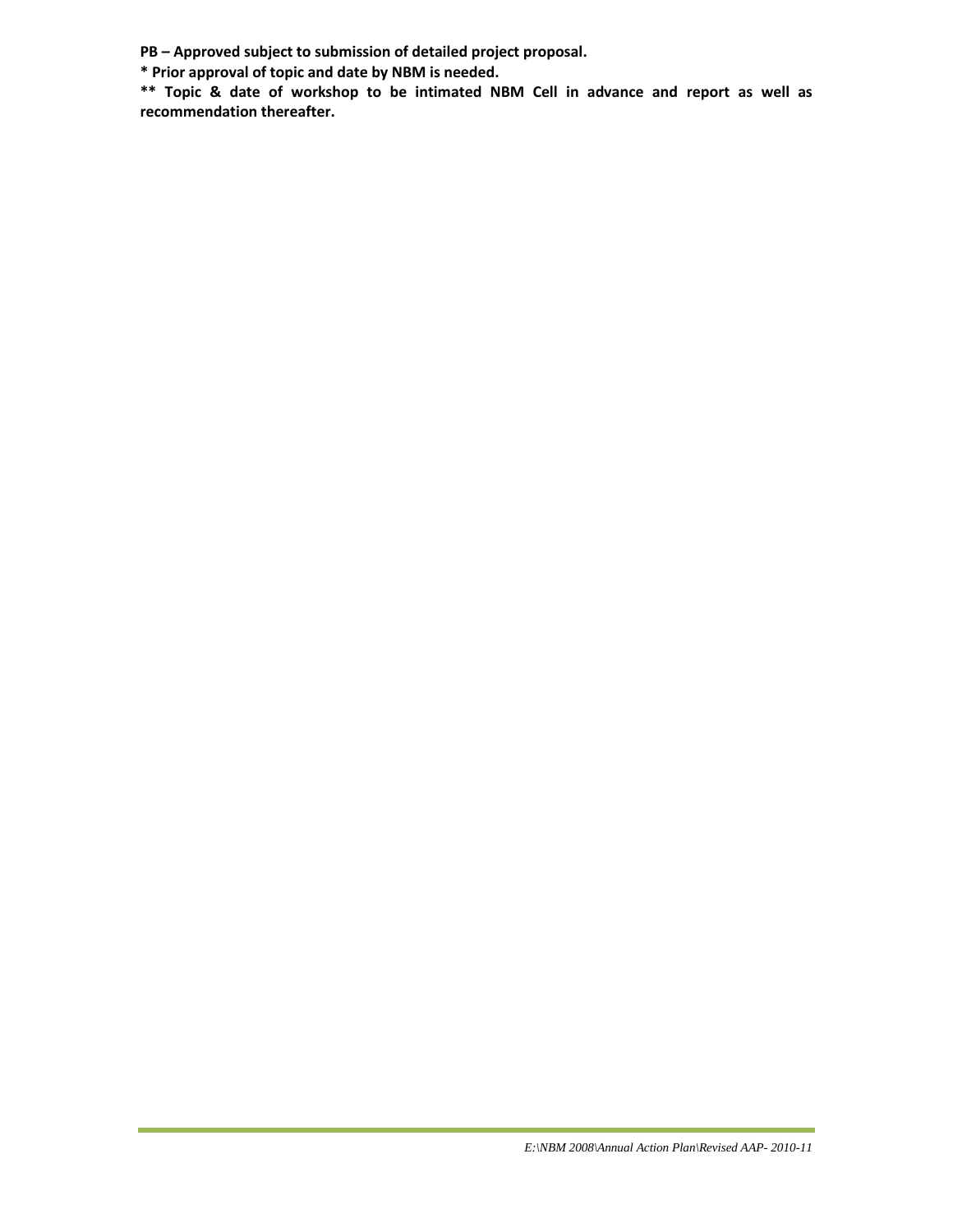**PB – Approved subject to submission of detailed project proposal.**

**\* Prior approval of topic and date by NBM is needed.**

**\*\* Topic & date of workshop to be intimated NBM Cell in advance and report as well as recommendation thereafter.**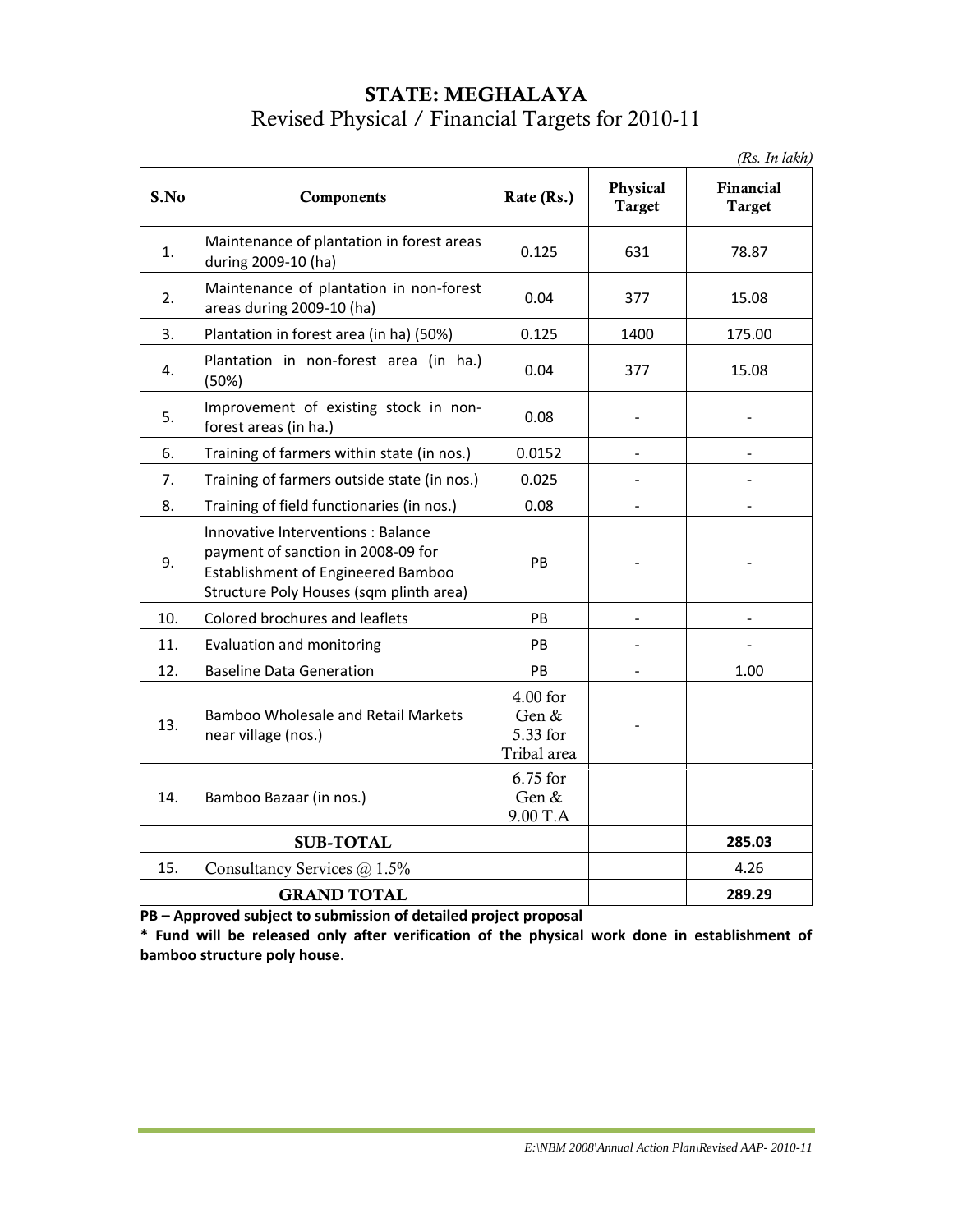## STATE: MEGHALAYA

Revised Physical / Financial Targets for 2010-11

*(Rs. In lakh)*

| S.No | Components | Rate (Rs.) | Physical Target | Financial Target |
|---|---|---|---|---|
| 1. | Maintenance of plantation in forest areas during 2009-10 (ha) | 0.125 | 631 | 78.87 |
| 2. | Maintenance of plantation in non-forest areas during 2009-10 (ha) | 0.04 | 377 | 15.08 |
| 3. | Plantation in forest area (in ha) (50%) | 0.125 | 1400 | 175.00 |
| 4. | Plantation in non-forest area (in ha.) (50%) | 0.04 | 377 | 15.08 |
| 5. | Improvement of existing stock in non-forest areas (in ha.) | 0.08 | - | - |
| 6. | Training of farmers within state (in nos.) | 0.0152 | - | - |
| 7. | Training of farmers outside state (in nos.) | 0.025 | - | - |
| 8. | Training of field functionaries (in nos.) | 0.08 | - | - |
| 9. | Innovative Interventions : Balance payment of sanction in 2008-09 for Establishment of Engineered Bamboo Structure Poly Houses (sqm plinth area) | PB | - | - |
| 10. | Colored brochures and leaflets | PB | - | - |
| 11. | Evaluation and monitoring | PB | - | - |
| 12. | Baseline Data Generation | PB | - | 1.00 |
| 13. | Bamboo Wholesale and Retail Markets near village (nos.) | 4.00 for Gen & 5.33 for Tribal area | - | |
| 14. | Bamboo Bazaar (in nos.) | 6.75 for Gen & 9.00 T.A | | |
| | **SUB-TOTAL** | | | **285.03** |
| 15. | Consultancy Services @ 1.5% | | | 4.26 |
| | **GRAND TOTAL** | | | **289.29** |

**PB – Approved subject to submission of detailed project proposal**

**\* Fund will be released only after verification of the physical work done in establishment of bamboo structure poly house**.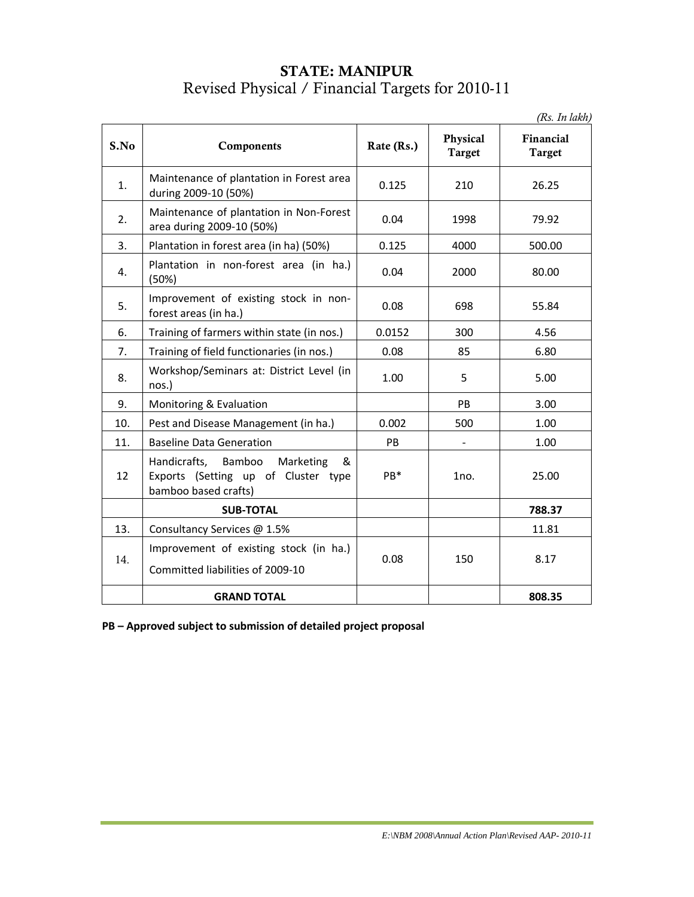# STATE: MANIPUR

## Revised Physical / Financial Targets for 2010-11

*(Rs. In lakh)*

| S.No | Components | Rate (Rs.) | Physical Target | Financial Target |
|---|---|---|---|---|
| 1. | Maintenance of plantation in Forest area during 2009-10 (50%) | 0.125 | 210 | 26.25 |
| 2. | Maintenance of plantation in Non-Forest area during 2009-10 (50%) | 0.04 | 1998 | 79.92 |
| 3. | Plantation in forest area (in ha) (50%) | 0.125 | 4000 | 500.00 |
| 4. | Plantation in non-forest area (in ha.) (50%) | 0.04 | 2000 | 80.00 |
| 5. | Improvement of existing stock in non-forest areas (in ha.) | 0.08 | 698 | 55.84 |
| 6. | Training of farmers within state (in nos.) | 0.0152 | 300 | 4.56 |
| 7. | Training of field functionaries (in nos.) | 0.08 | 85 | 6.80 |
| 8. | Workshop/Seminars at: District Level (in nos.) | 1.00 | 5 | 5.00 |
| 9. | Monitoring & Evaluation | | PB | 3.00 |
| 10. | Pest and Disease Management (in ha.) | 0.002 | 500 | 1.00 |
| 11. | Baseline Data Generation | PB | - | 1.00 |
| 12 | Handicrafts, Bamboo Marketing & Exports (Setting up of Cluster type bamboo based crafts) | PB* | 1no. | 25.00 |
| | **SUB-TOTAL** | | | **788.37** |
| 13. | Consultancy Services @ 1.5% | | | 11.81 |
| 14. | Improvement of existing stock (in ha.) Committed liabilities of 2009-10 | 0.08 | 150 | 8.17 |
| | **GRAND TOTAL** | | | **808.35** |

**PB – Approved subject to submission of detailed project proposal**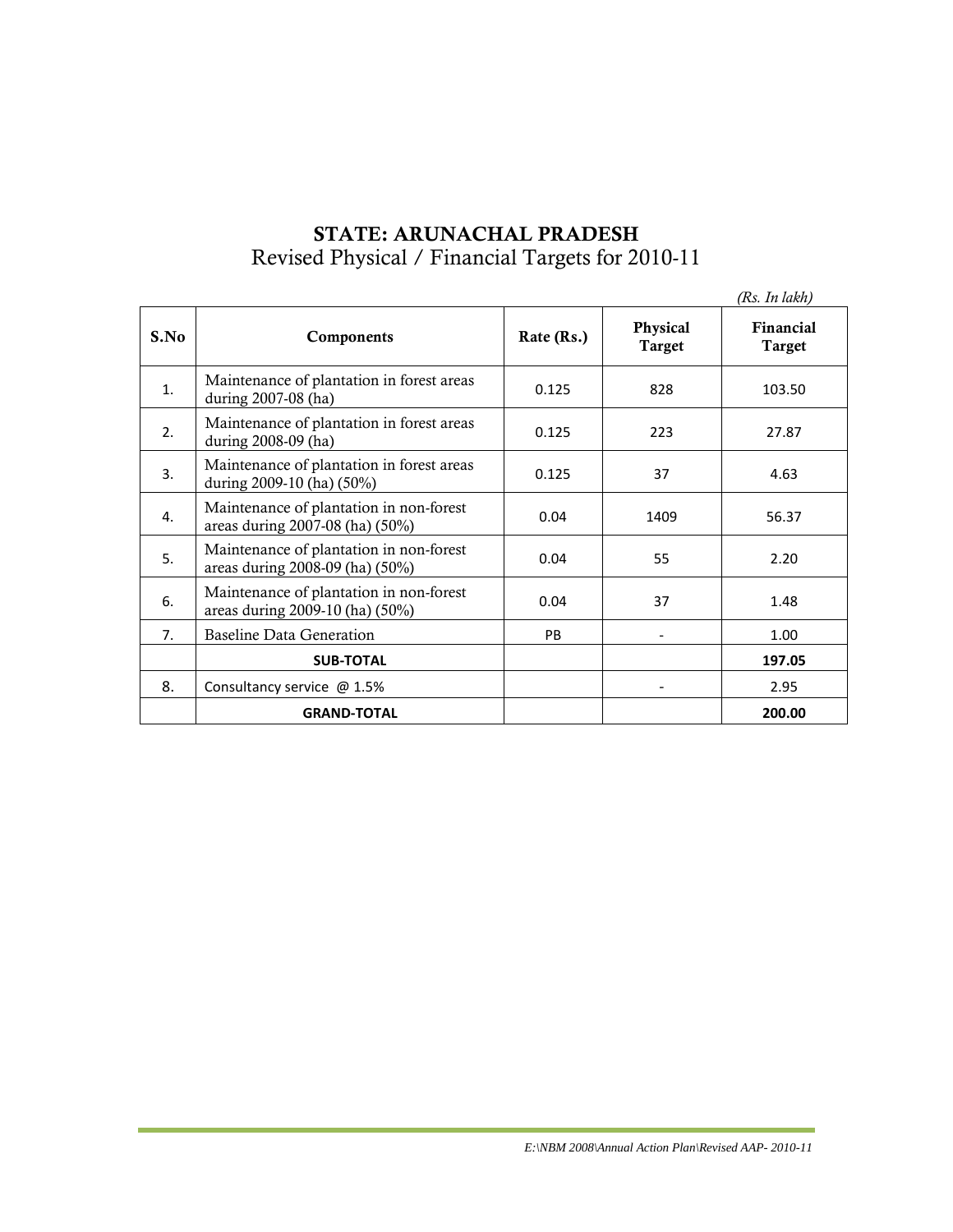# STATE: ARUNACHAL PRADESH

## Revised Physical / Financial Targets for 2010-11

*(Rs. In lakh)*

| S.No | Components | Rate (Rs.) | Physical Target | Financial Target |
|---|---|---|---|---|
| 1. | Maintenance of plantation in forest areas during 2007-08 (ha) | 0.125 | 828 | 103.50 |
| 2. | Maintenance of plantation in forest areas during 2008-09 (ha) | 0.125 | 223 | 27.87 |
| 3. | Maintenance of plantation in forest areas during 2009-10 (ha) (50%) | 0.125 | 37 | 4.63 |
| 4. | Maintenance of plantation in non-forest areas during 2007-08 (ha) (50%) | 0.04 | 1409 | 56.37 |
| 5. | Maintenance of plantation in non-forest areas during 2008-09 (ha) (50%) | 0.04 | 55 | 2.20 |
| 6. | Maintenance of plantation in non-forest areas during 2009-10 (ha) (50%) | 0.04 | 37 | 1.48 |
| 7. | Baseline Data Generation | PB | - | 1.00 |
| | **SUB-TOTAL** | | | **197.05** |
| 8. | Consultancy service @ 1.5% | | - | 2.95 |
| | **GRAND-TOTAL** | | | **200.00** |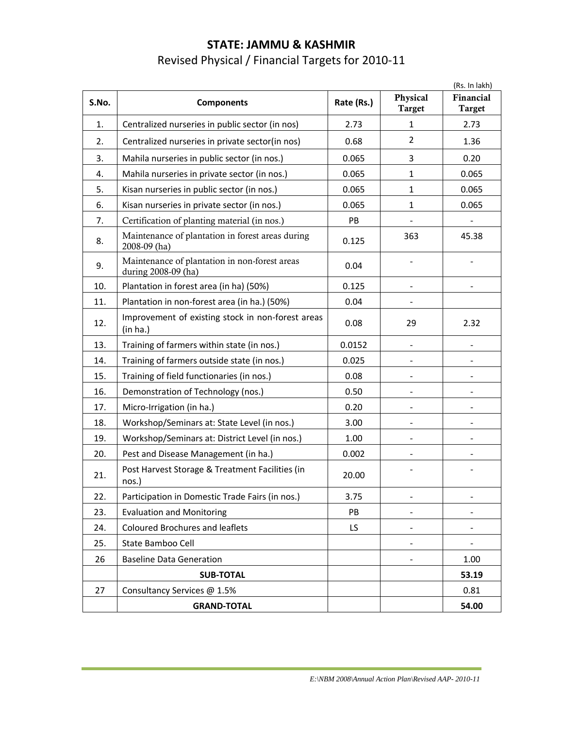# STATE: JAMMU & KASHMIR

## Revised Physical / Financial Targets for 2010-11

(Rs. In lakh)

| S.No. | Components | Rate (Rs.) | Physical Target | Financial Target |
|---|---|---|---|---|
| 1. | Centralized nurseries in public sector (in nos) | 2.73 | 1 | 2.73 |
| 2. | Centralized nurseries in private sector(in nos) | 0.68 | 2 | 1.36 |
| 3. | Mahila nurseries in public sector (in nos.) | 0.065 | 3 | 0.20 |
| 4. | Mahila nurseries in private sector (in nos.) | 0.065 | 1 | 0.065 |
| 5. | Kisan nurseries in public sector (in nos.) | 0.065 | 1 | 0.065 |
| 6. | Kisan nurseries in private sector (in nos.) | 0.065 | 1 | 0.065 |
| 7. | Certification of planting material (in nos.) | PB | - | - |
| 8. | Maintenance of plantation in forest areas during 2008-09 (ha) | 0.125 | 363 | 45.38 |
| 9. | Maintenance of plantation in non-forest areas during 2008-09 (ha) | 0.04 | - | - |
| 10. | Plantation in forest area (in ha) (50%) | 0.125 | - | - |
| 11. | Plantation in non-forest area (in ha.) (50%) | 0.04 | - | |
| 12. | Improvement of existing stock in non-forest areas (in ha.) | 0.08 | 29 | 2.32 |
| 13. | Training of farmers within state (in nos.) | 0.0152 | - | - |
| 14. | Training of farmers outside state (in nos.) | 0.025 | - | - |
| 15. | Training of field functionaries (in nos.) | 0.08 | - | - |
| 16. | Demonstration of Technology (nos.) | 0.50 | - | - |
| 17. | Micro-Irrigation (in ha.) | 0.20 | - | - |
| 18. | Workshop/Seminars at: State Level (in nos.) | 3.00 | - | - |
| 19. | Workshop/Seminars at: District Level (in nos.) | 1.00 | - | - |
| 20. | Pest and Disease Management (in ha.) | 0.002 | - | - |
| 21. | Post Harvest Storage & Treatment Facilities (in nos.) | 20.00 | - | - |
| 22. | Participation in Domestic Trade Fairs (in nos.) | 3.75 | - | - |
| 23. | Evaluation and Monitoring | PB | - | - |
| 24. | Coloured Brochures and leaflets | LS | - | - |
| 25. | State Bamboo Cell | | - | - |
| 26 | Baseline Data Generation | | - | 1.00 |
| | **SUB-TOTAL** | | | **53.19** |
| 27 | Consultancy Services @ 1.5% | | | 0.81 |
| | **GRAND-TOTAL** | | | **54.00** |

*E:\NBM 2008\Annual Action Plan\Revised AAP- 2010-11*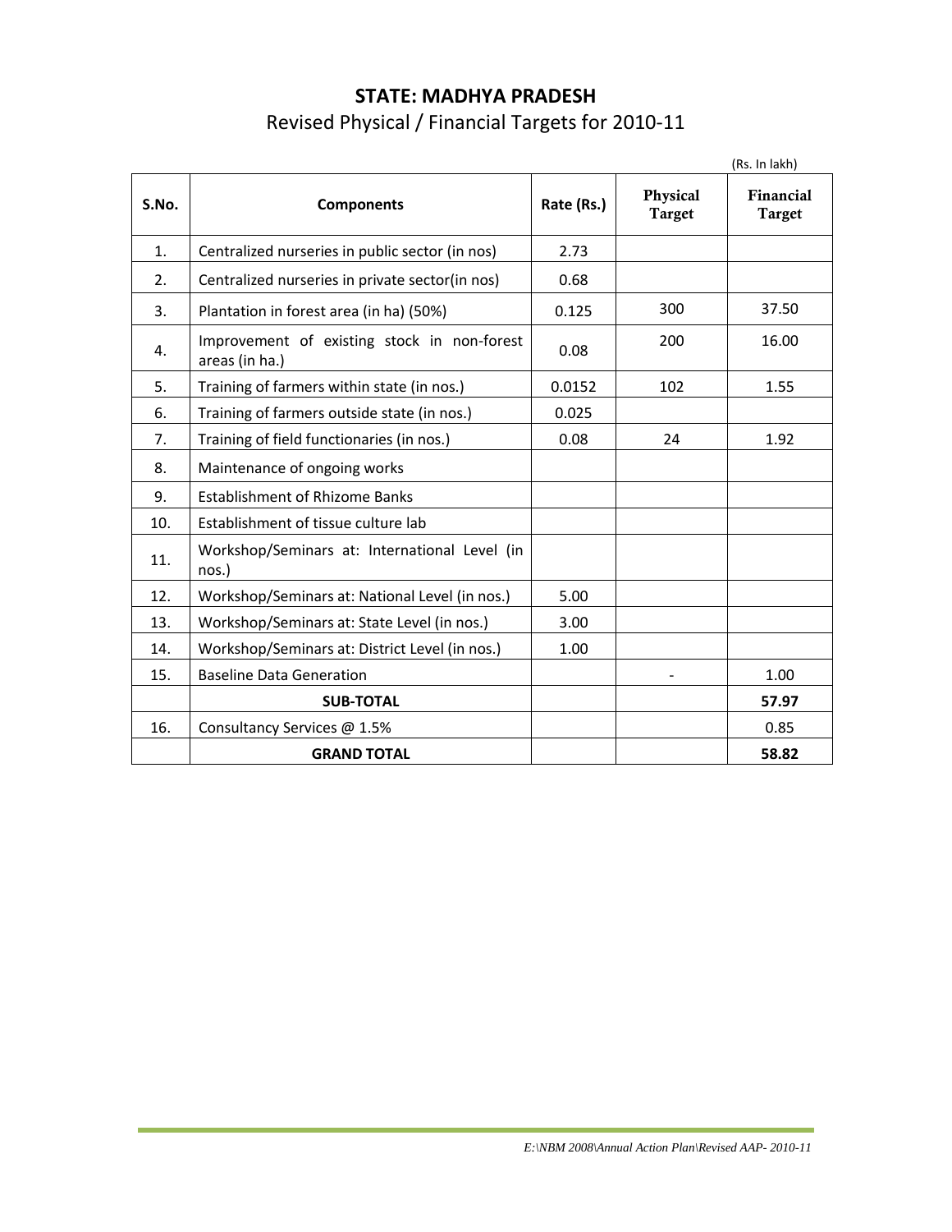# STATE: MADHYA PRADESH

## Revised Physical / Financial Targets for 2010-11

(Rs. In lakh)

| S.No. | Components | Rate (Rs.) | Physical Target | Financial Target |
|---|---|---|---|---|
| 1. | Centralized nurseries in public sector (in nos) | 2.73 | | |
| 2. | Centralized nurseries in private sector(in nos) | 0.68 | | |
| 3. | Plantation in forest area (in ha) (50%) | 0.125 | 300 | 37.50 |
| 4. | Improvement of existing stock in non-forest areas (in ha.) | 0.08 | 200 | 16.00 |
| 5. | Training of farmers within state (in nos.) | 0.0152 | 102 | 1.55 |
| 6. | Training of farmers outside state (in nos.) | 0.025 | | |
| 7. | Training of field functionaries (in nos.) | 0.08 | 24 | 1.92 |
| 8. | Maintenance of ongoing works | | | |
| 9. | Establishment of Rhizome Banks | | | |
| 10. | Establishment of tissue culture lab | | | |
| 11. | Workshop/Seminars at: International Level (in nos.) | | | |
| 12. | Workshop/Seminars at: National Level (in nos.) | 5.00 | | |
| 13. | Workshop/Seminars at: State Level (in nos.) | 3.00 | | |
| 14. | Workshop/Seminars at: District Level (in nos.) | 1.00 | | |
| 15. | Baseline Data Generation | | - | 1.00 |
| | **SUB-TOTAL** | | | **57.97** |
| 16. | Consultancy Services @ 1.5% | | | 0.85 |
| | **GRAND TOTAL** | | | **58.82** |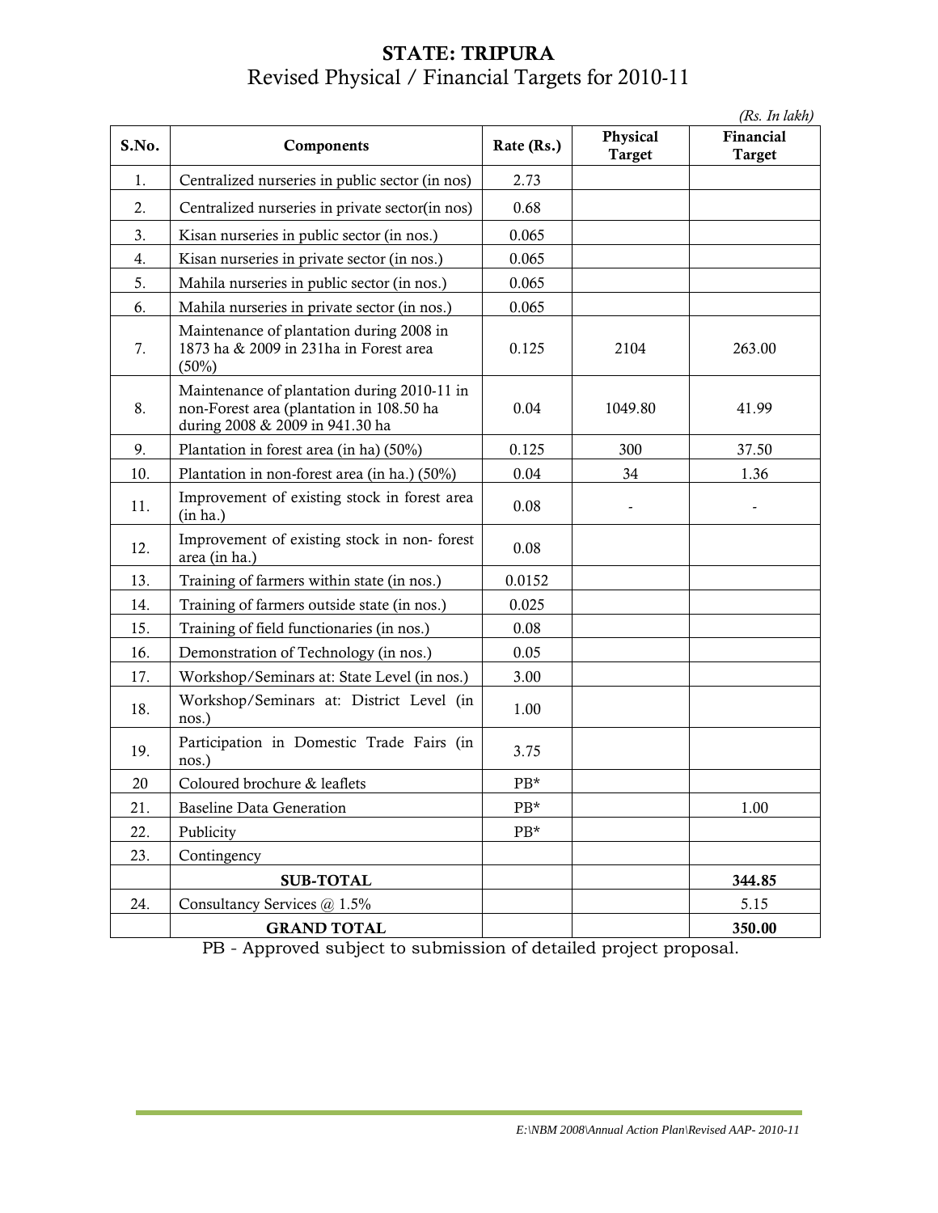## STATE: TRIPURA

Revised Physical / Financial Targets for 2010-11

*(Rs. In lakh)*

| S.No. | Components | Rate (Rs.) | Physical Target | Financial Target |
|---|---|---|---|---|
| 1. | Centralized nurseries in public sector (in nos) | 2.73 | | |
| 2. | Centralized nurseries in private sector(in nos) | 0.68 | | |
| 3. | Kisan nurseries in public sector (in nos.) | 0.065 | | |
| 4. | Kisan nurseries in private sector (in nos.) | 0.065 | | |
| 5. | Mahila nurseries in public sector (in nos.) | 0.065 | | |
| 6. | Mahila nurseries in private sector (in nos.) | 0.065 | | |
| 7. | Maintenance of plantation during 2008 in 1873 ha & 2009 in 231ha in Forest area (50%) | 0.125 | 2104 | 263.00 |
| 8. | Maintenance of plantation during 2010-11 in non-Forest area (plantation in 108.50 ha during 2008 & 2009 in 941.30 ha | 0.04 | 1049.80 | 41.99 |
| 9. | Plantation in forest area (in ha) (50%) | 0.125 | 300 | 37.50 |
| 10. | Plantation in non-forest area (in ha.) (50%) | 0.04 | 34 | 1.36 |
| 11. | Improvement of existing stock in forest area (in ha.) | 0.08 | - | - |
| 12. | Improvement of existing stock in non- forest area (in ha.) | 0.08 | | |
| 13. | Training of farmers within state (in nos.) | 0.0152 | | |
| 14. | Training of farmers outside state (in nos.) | 0.025 | | |
| 15. | Training of field functionaries (in nos.) | 0.08 | | |
| 16. | Demonstration of Technology (in nos.) | 0.05 | | |
| 17. | Workshop/Seminars at: State Level (in nos.) | 3.00 | | |
| 18. | Workshop/Seminars at: District Level (in nos.) | 1.00 | | |
| 19. | Participation in Domestic Trade Fairs (in nos.) | 3.75 | | |
| 20 | Coloured brochure & leaflets | PB* | | |
| 21. | Baseline Data Generation | PB* | | 1.00 |
| 22. | Publicity | PB* | | |
| 23. | Contingency | | | |
| | **SUB-TOTAL** | | | **344.85** |
| 24. | Consultancy Services @ 1.5% | | | 5.15 |
| | **GRAND TOTAL** | | | **350.00** |

PB - Approved subject to submission of detailed project proposal.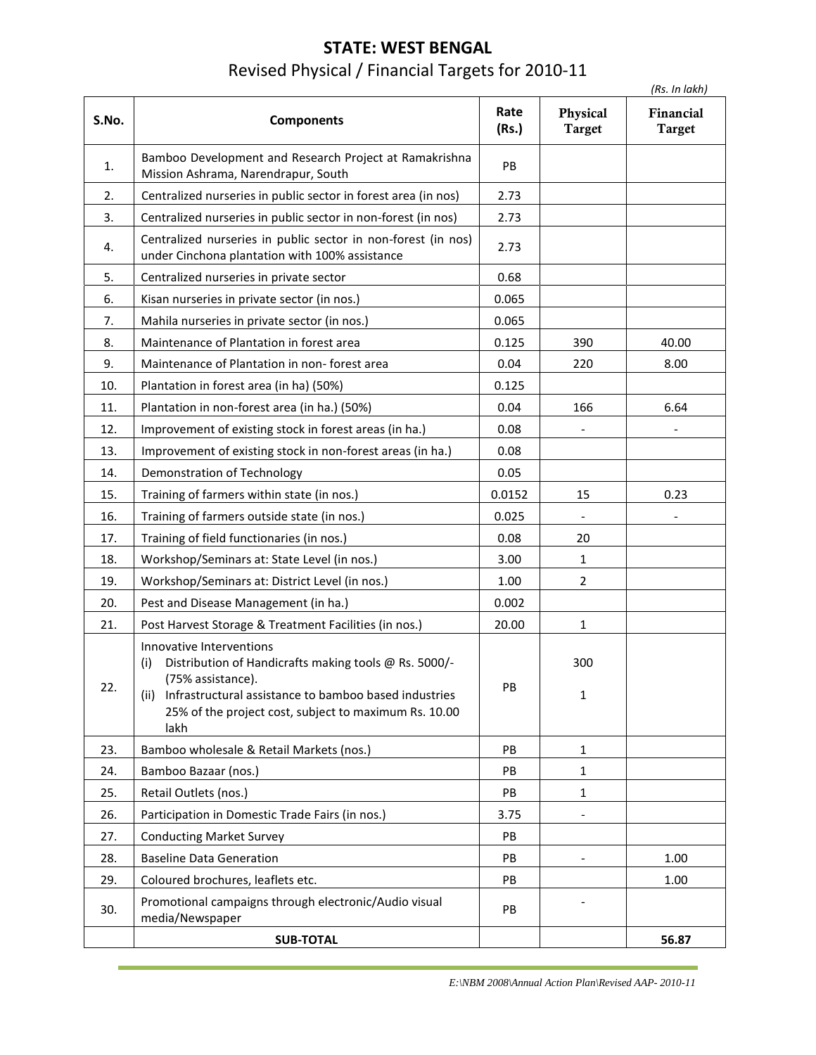# STATE: WEST BENGAL

## Revised Physical / Financial Targets for 2010-11

*(Rs. In lakh)*

| S.No. | Components | Rate (Rs.) | Physical Target | Financial Target |
|---|---|---|---|---|
| 1. | Bamboo Development and Research Project at Ramakrishna Mission Ashrama, Narendrapur, South | PB | | |
| 2. | Centralized nurseries in public sector in forest area (in nos) | 2.73 | | |
| 3. | Centralized nurseries in public sector in non-forest (in nos) | 2.73 | | |
| 4. | Centralized nurseries in public sector in non-forest (in nos) under Cinchona plantation with 100% assistance | 2.73 | | |
| 5. | Centralized nurseries in private sector | 0.68 | | |
| 6. | Kisan nurseries in private sector (in nos.) | 0.065 | | |
| 7. | Mahila nurseries in private sector (in nos.) | 0.065 | | |
| 8. | Maintenance of Plantation in forest area | 0.125 | 390 | 40.00 |
| 9. | Maintenance of Plantation in non- forest area | 0.04 | 220 | 8.00 |
| 10. | Plantation in forest area (in ha) (50%) | 0.125 | | |
| 11. | Plantation in non-forest area (in ha.) (50%) | 0.04 | 166 | 6.64 |
| 12. | Improvement of existing stock in forest areas (in ha.) | 0.08 | - | - |
| 13. | Improvement of existing stock in non-forest areas (in ha.) | 0.08 | | |
| 14. | Demonstration of Technology | 0.05 | | |
| 15. | Training of farmers within state (in nos.) | 0.0152 | 15 | 0.23 |
| 16. | Training of farmers outside state (in nos.) | 0.025 | - | - |
| 17. | Training of field functionaries (in nos.) | 0.08 | 20 | |
| 18. | Workshop/Seminars at: State Level (in nos.) | 3.00 | 1 | |
| 19. | Workshop/Seminars at: District Level (in nos.) | 1.00 | 2 | |
| 20. | Pest and Disease Management (in ha.) | 0.002 | | |
| 21. | Post Harvest Storage & Treatment Facilities (in nos.) | 20.00 | 1 | |
| 22. | Innovative Interventions<br>(i) Distribution of Handicrafts making tools @ Rs. 5000/- (75% assistance).<br>(ii) Infrastructural assistance to bamboo based industries 25% of the project cost, subject to maximum Rs. 10.00 lakh | PB | 300<br><br>1 | |
| 23. | Bamboo wholesale & Retail Markets (nos.) | PB | 1 | |
| 24. | Bamboo Bazaar (nos.) | PB | 1 | |
| 25. | Retail Outlets (nos.) | PB | 1 | |
| 26. | Participation in Domestic Trade Fairs (in nos.) | 3.75 | - | |
| 27. | Conducting Market Survey | PB | | |
| 28. | Baseline Data Generation | PB | - | 1.00 |
| 29. | Coloured brochures, leaflets etc. | PB | | 1.00 |
| 30. | Promotional campaigns through electronic/Audio visual media/Newspaper | PB | - | |
| | **SUB-TOTAL** | | | **56.87** |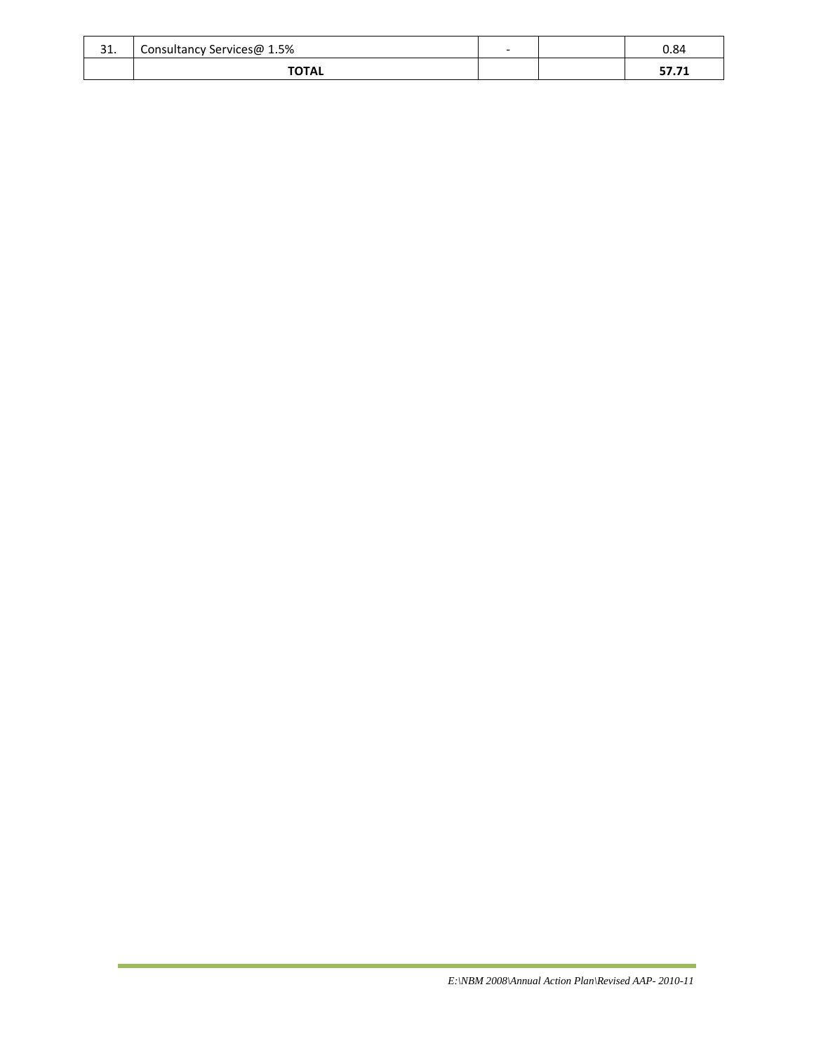| | | | | |
|---|---|---|---|---|
| 31. | Consultancy Services@ 1.5% | - | | 0.84 |
| | **TOTAL** | | | **57.71** |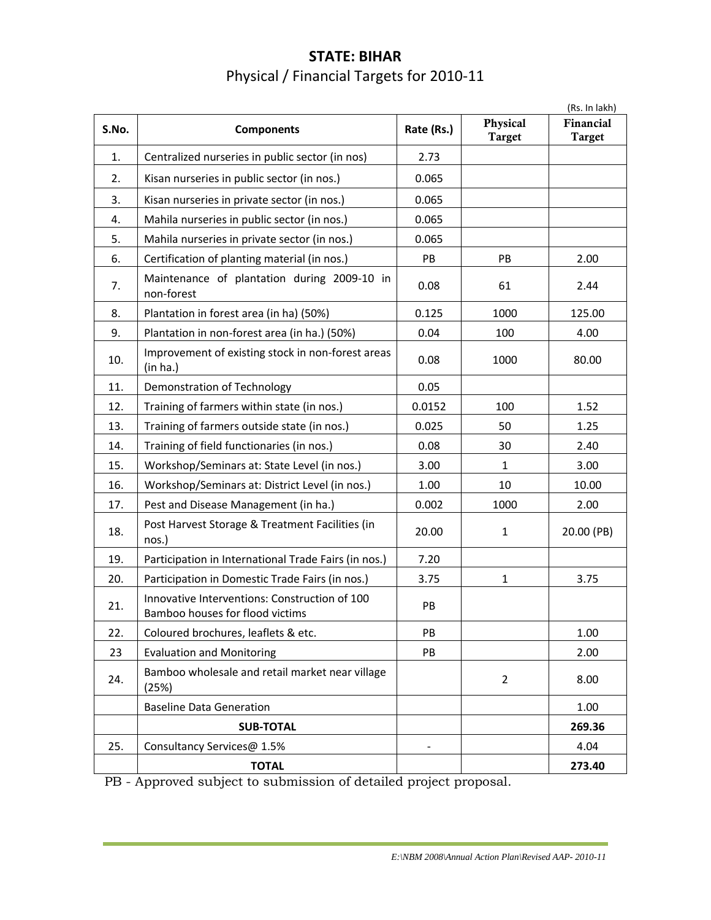# STATE: BIHAR

## Physical / Financial Targets for 2010-11

(Rs. In lakh)

| S.No. | Components | Rate (Rs.) | Physical Target | Financial Target |
|---|---|---|---|---|
| 1. | Centralized nurseries in public sector (in nos) | 2.73 | | |
| 2. | Kisan nurseries in public sector (in nos.) | 0.065 | | |
| 3. | Kisan nurseries in private sector (in nos.) | 0.065 | | |
| 4. | Mahila nurseries in public sector (in nos.) | 0.065 | | |
| 5. | Mahila nurseries in private sector (in nos.) | 0.065 | | |
| 6. | Certification of planting material (in nos.) | PB | PB | 2.00 |
| 7. | Maintenance of plantation during 2009-10 in non-forest | 0.08 | 61 | 2.44 |
| 8. | Plantation in forest area (in ha) (50%) | 0.125 | 1000 | 125.00 |
| 9. | Plantation in non-forest area (in ha.) (50%) | 0.04 | 100 | 4.00 |
| 10. | Improvement of existing stock in non-forest areas (in ha.) | 0.08 | 1000 | 80.00 |
| 11. | Demonstration of Technology | 0.05 | | |
| 12. | Training of farmers within state (in nos.) | 0.0152 | 100 | 1.52 |
| 13. | Training of farmers outside state (in nos.) | 0.025 | 50 | 1.25 |
| 14. | Training of field functionaries (in nos.) | 0.08 | 30 | 2.40 |
| 15. | Workshop/Seminars at: State Level (in nos.) | 3.00 | 1 | 3.00 |
| 16. | Workshop/Seminars at: District Level (in nos.) | 1.00 | 10 | 10.00 |
| 17. | Pest and Disease Management (in ha.) | 0.002 | 1000 | 2.00 |
| 18. | Post Harvest Storage & Treatment Facilities (in nos.) | 20.00 | 1 | 20.00 (PB) |
| 19. | Participation in International Trade Fairs (in nos.) | 7.20 | | |
| 20. | Participation in Domestic Trade Fairs (in nos.) | 3.75 | 1 | 3.75 |
| 21. | Innovative Interventions: Construction of 100 Bamboo houses for flood victims | PB | | |
| 22. | Coloured brochures, leaflets & etc. | PB | | 1.00 |
| 23 | Evaluation and Monitoring | PB | | 2.00 |
| 24. | Bamboo wholesale and retail market near village (25%) | | 2 | 8.00 |
| | Baseline Data Generation | | | 1.00 |
| | **SUB-TOTAL** | | | **269.36** |
| 25. | Consultancy Services@ 1.5% | - | | 4.04 |
| | **TOTAL** | | | **273.40** |

PB - Approved subject to submission of detailed project proposal.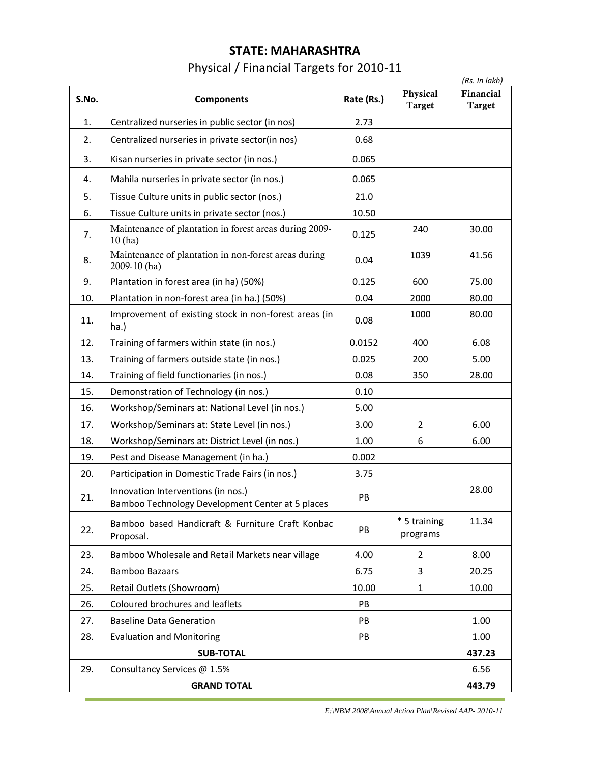# STATE: MAHARASHTRA

## Physical / Financial Targets for 2010-11

*(Rs. In lakh)*

| S.No. | Components | Rate (Rs.) | Physical Target | Financial Target |
|---|---|---|---|---|
| 1. | Centralized nurseries in public sector (in nos) | 2.73 | | |
| 2. | Centralized nurseries in private sector(in nos) | 0.68 | | |
| 3. | Kisan nurseries in private sector (in nos.) | 0.065 | | |
| 4. | Mahila nurseries in private sector (in nos.) | 0.065 | | |
| 5. | Tissue Culture units in public sector (nos.) | 21.0 | | |
| 6. | Tissue Culture units in private sector (nos.) | 10.50 | | |
| 7. | Maintenance of plantation in forest areas during 2009-10 (ha) | 0.125 | 240 | 30.00 |
| 8. | Maintenance of plantation in non-forest areas during 2009-10 (ha) | 0.04 | 1039 | 41.56 |
| 9. | Plantation in forest area (in ha) (50%) | 0.125 | 600 | 75.00 |
| 10. | Plantation in non-forest area (in ha.) (50%) | 0.04 | 2000 | 80.00 |
| 11. | Improvement of existing stock in non-forest areas (in ha.) | 0.08 | 1000 | 80.00 |
| 12. | Training of farmers within state (in nos.) | 0.0152 | 400 | 6.08 |
| 13. | Training of farmers outside state (in nos.) | 0.025 | 200 | 5.00 |
| 14. | Training of field functionaries (in nos.) | 0.08 | 350 | 28.00 |
| 15. | Demonstration of Technology (in nos.) | 0.10 | | |
| 16. | Workshop/Seminars at: National Level (in nos.) | 5.00 | | |
| 17. | Workshop/Seminars at: State Level (in nos.) | 3.00 | 2 | 6.00 |
| 18. | Workshop/Seminars at: District Level (in nos.) | 1.00 | 6 | 6.00 |
| 19. | Pest and Disease Management (in ha.) | 0.002 | | |
| 20. | Participation in Domestic Trade Fairs (in nos.) | 3.75 | | |
| 21. | Innovation Interventions (in nos.) Bamboo Technology Development Center at 5 places | PB | | 28.00 |
| 22. | Bamboo based Handicraft & Furniture Craft Konbac Proposal. | PB | * 5 training programs | 11.34 |
| 23. | Bamboo Wholesale and Retail Markets near village | 4.00 | 2 | 8.00 |
| 24. | Bamboo Bazaars | 6.75 | 3 | 20.25 |
| 25. | Retail Outlets (Showroom) | 10.00 | 1 | 10.00 |
| 26. | Coloured brochures and leaflets | PB | | |
| 27. | Baseline Data Generation | PB | | 1.00 |
| 28. | Evaluation and Monitoring | PB | | 1.00 |
| | **SUB-TOTAL** | | | **437.23** |
| 29. | Consultancy Services @ 1.5% | | | 6.56 |
| | **GRAND TOTAL** | | | **443.79** |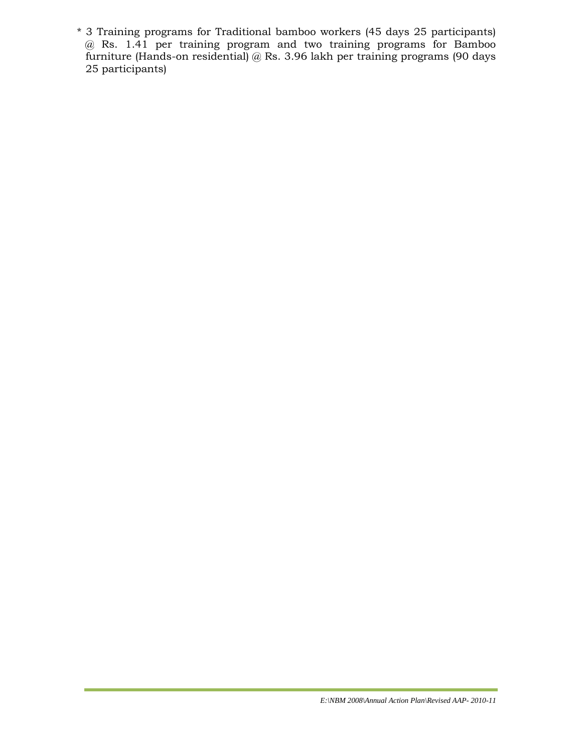* 3 Training programs for Traditional bamboo workers (45 days 25 participants) @ Rs. 1.41 per training program and two training programs for Bamboo furniture (Hands-on residential) @ Rs. 3.96 lakh per training programs (90 days 25 participants)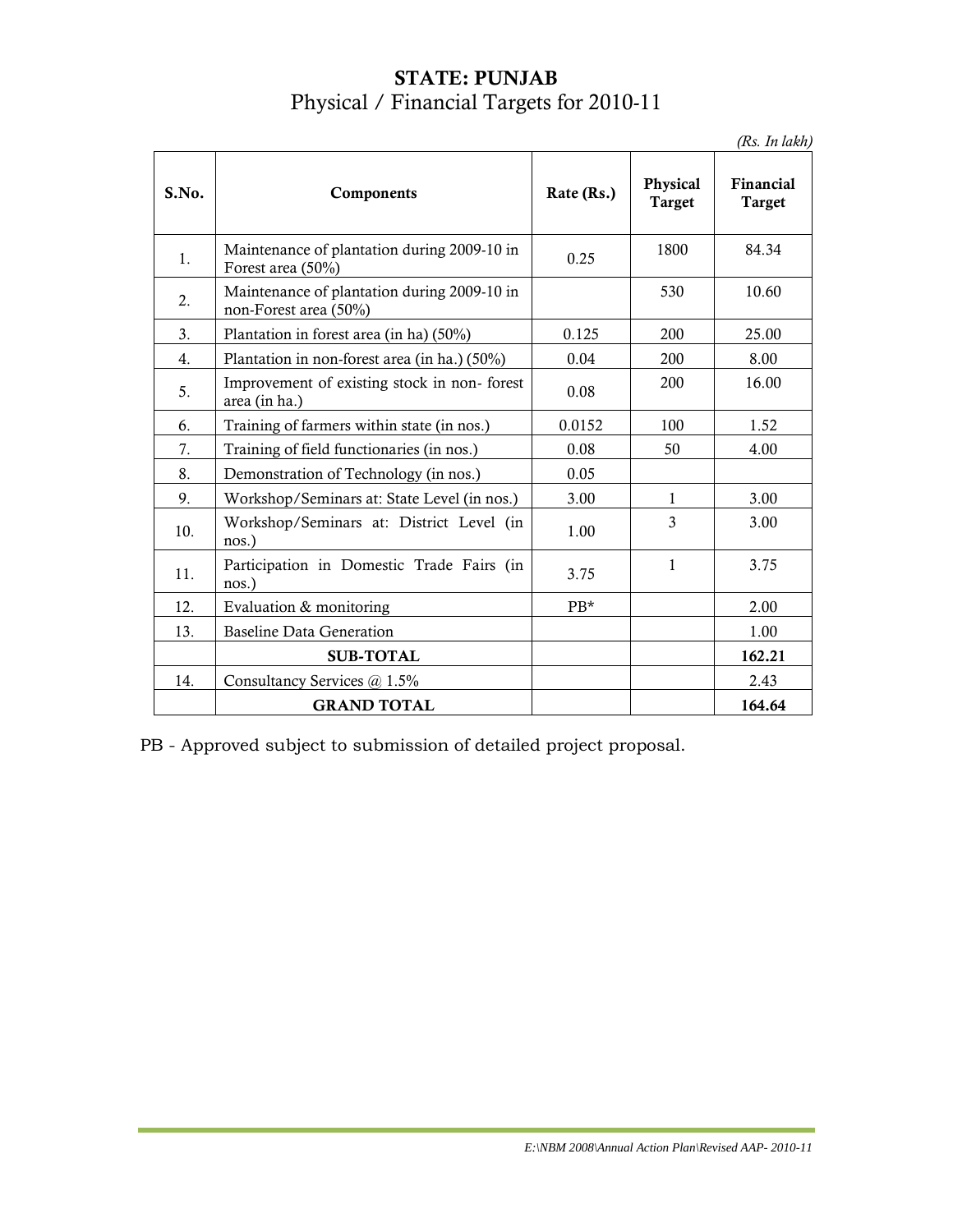# STATE: PUNJAB

## Physical / Financial Targets for 2010-11

*(Rs. In lakh)*

| S.No. | Components | Rate (Rs.) | Physical Target | Financial Target |
|---|---|---|---|---|
| 1. | Maintenance of plantation during 2009-10 in Forest area (50%) | 0.25 | 1800 | 84.34 |
| 2. | Maintenance of plantation during 2009-10 in non-Forest area (50%) | | 530 | 10.60 |
| 3. | Plantation in forest area (in ha) (50%) | 0.125 | 200 | 25.00 |
| 4. | Plantation in non-forest area (in ha.) (50%) | 0.04 | 200 | 8.00 |
| 5. | Improvement of existing stock in non- forest area (in ha.) | 0.08 | 200 | 16.00 |
| 6. | Training of farmers within state (in nos.) | 0.0152 | 100 | 1.52 |
| 7. | Training of field functionaries (in nos.) | 0.08 | 50 | 4.00 |
| 8. | Demonstration of Technology (in nos.) | 0.05 | | |
| 9. | Workshop/Seminars at: State Level (in nos.) | 3.00 | 1 | 3.00 |
| 10. | Workshop/Seminars at: District Level (in nos.) | 1.00 | 3 | 3.00 |
| 11. | Participation in Domestic Trade Fairs (in nos.) | 3.75 | 1 | 3.75 |
| 12. | Evaluation & monitoring | PB* | | 2.00 |
| 13. | Baseline Data Generation | | | 1.00 |
| | **SUB-TOTAL** | | | **162.21** |
| 14. | Consultancy Services @ 1.5% | | | 2.43 |
| | **GRAND TOTAL** | | | **164.64** |

PB - Approved subject to submission of detailed project proposal.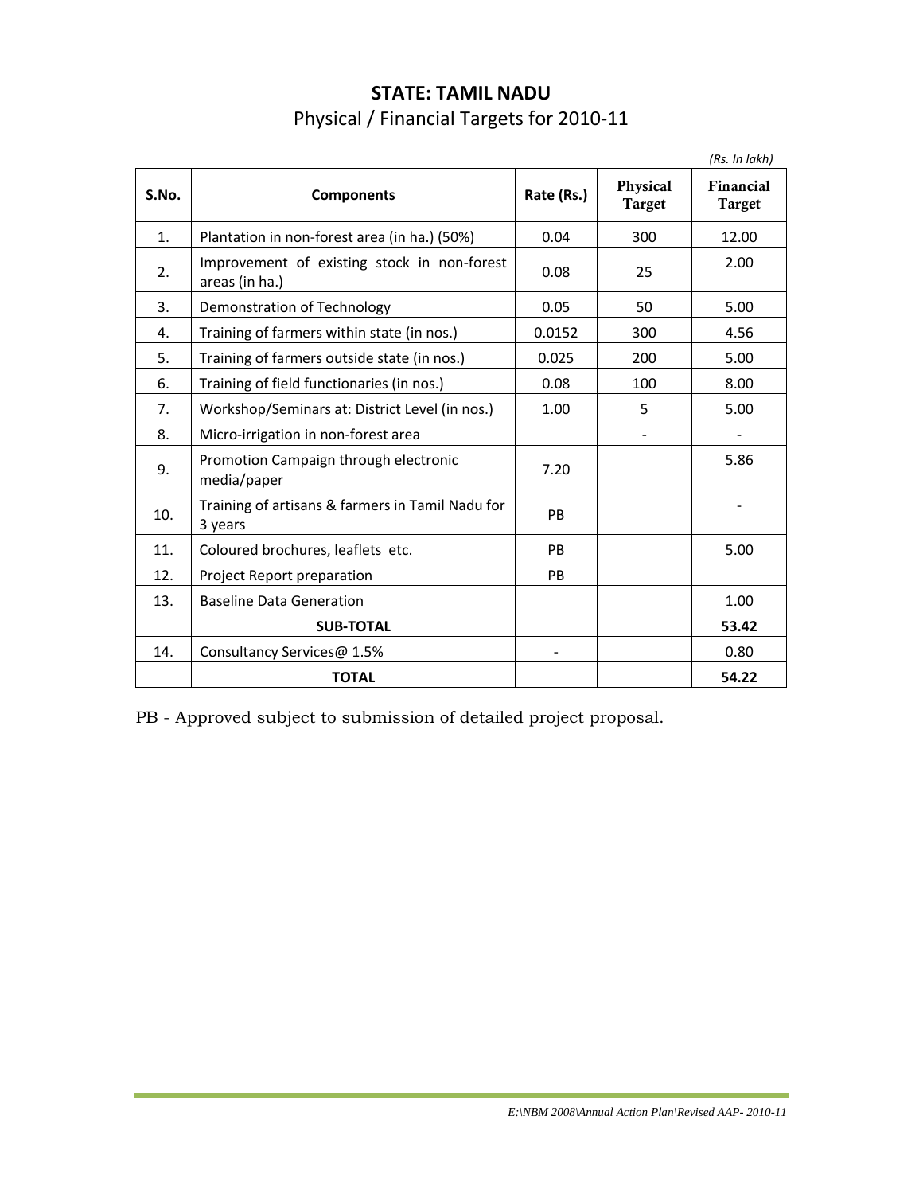# STATE: TAMIL NADU

## Physical / Financial Targets for 2010-11

*(Rs. In lakh)*

| S.No. | Components | Rate (Rs.) | Physical Target | Financial Target |
|---|---|---|---|---|
| 1. | Plantation in non-forest area (in ha.) (50%) | 0.04 | 300 | 12.00 |
| 2. | Improvement of existing stock in non-forest areas (in ha.) | 0.08 | 25 | 2.00 |
| 3. | Demonstration of Technology | 0.05 | 50 | 5.00 |
| 4. | Training of farmers within state (in nos.) | 0.0152 | 300 | 4.56 |
| 5. | Training of farmers outside state (in nos.) | 0.025 | 200 | 5.00 |
| 6. | Training of field functionaries (in nos.) | 0.08 | 100 | 8.00 |
| 7. | Workshop/Seminars at: District Level (in nos.) | 1.00 | 5 | 5.00 |
| 8. | Micro-irrigation in non-forest area | | - | - |
| 9. | Promotion Campaign through electronic media/paper | 7.20 | | 5.86 |
| 10. | Training of artisans & farmers in Tamil Nadu for 3 years | PB | | - |
| 11. | Coloured brochures, leaflets etc. | PB | | 5.00 |
| 12. | Project Report preparation | PB | | |
| 13. | Baseline Data Generation | | | 1.00 |
| | **SUB-TOTAL** | | | **53.42** |
| 14. | Consultancy Services@ 1.5% | - | | 0.80 |
| | **TOTAL** | | | **54.22** |

PB - Approved subject to submission of detailed project proposal.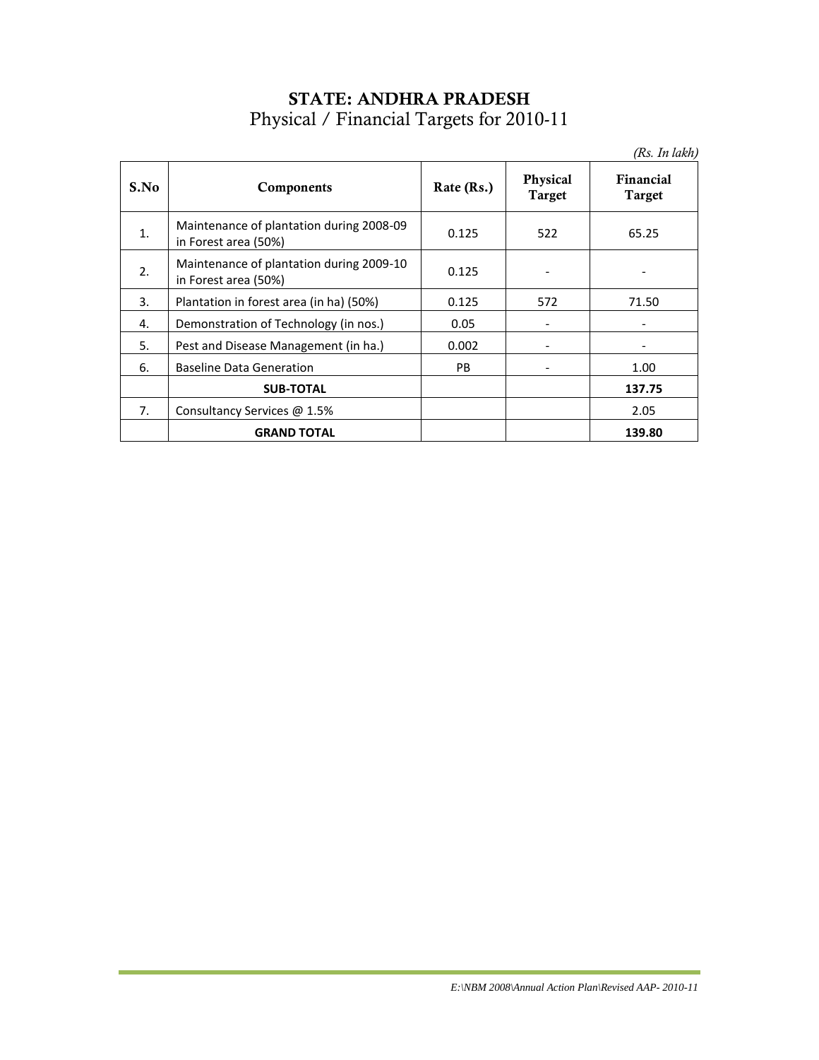# STATE: ANDHRA PRADESH

## Physical / Financial Targets for 2010-11

*(Rs. In lakh)*

| S.No | Components | Rate (Rs.) | Physical Target | Financial Target |
|---|---|---|---|---|
| 1. | Maintenance of plantation during 2008-09 in Forest area (50%) | 0.125 | 522 | 65.25 |
| 2. | Maintenance of plantation during 2009-10 in Forest area (50%) | 0.125 | - | - |
| 3. | Plantation in forest area (in ha) (50%) | 0.125 | 572 | 71.50 |
| 4. | Demonstration of Technology (in nos.) | 0.05 | - | - |
| 5. | Pest and Disease Management (in ha.) | 0.002 | - | - |
| 6. | Baseline Data Generation | PB | - | 1.00 |
| | **SUB-TOTAL** | | | **137.75** |
| 7. | Consultancy Services @ 1.5% | | | 2.05 |
| | **GRAND TOTAL** | | | **139.80** |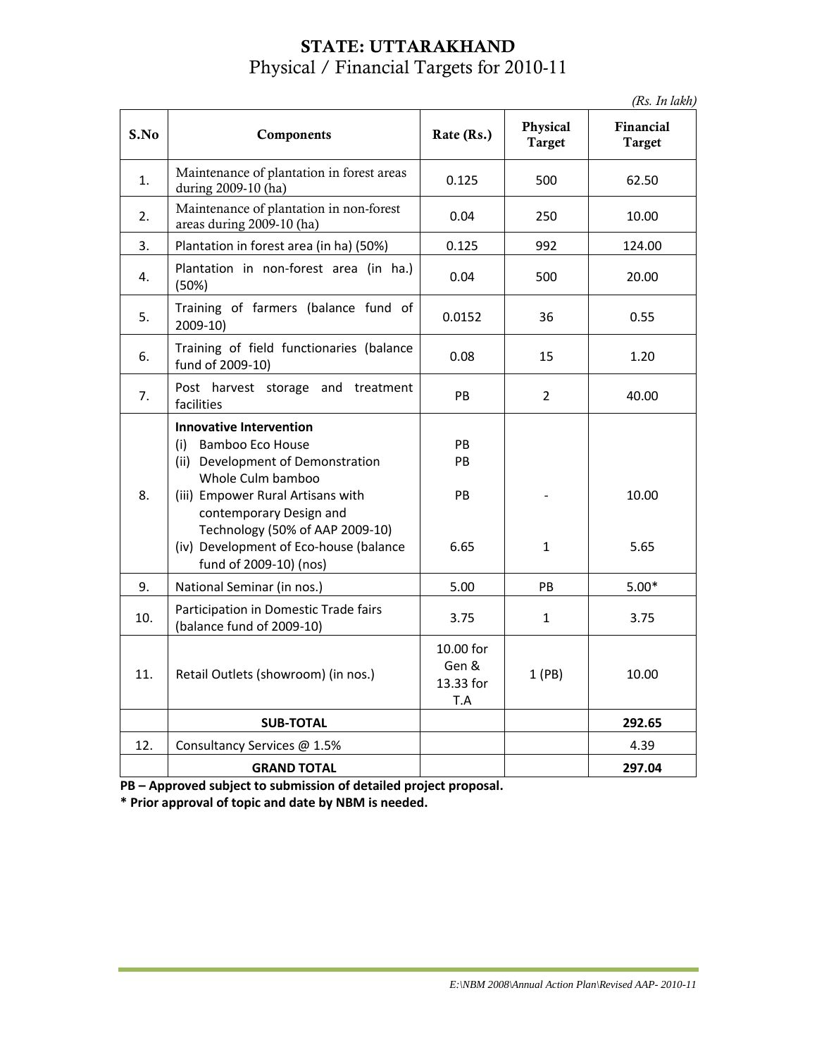# STATE: UTTARAKHAND

## Physical / Financial Targets for 2010-11

*(Rs. In lakh)*

| S.No | Components | Rate (Rs.) | Physical Target | Financial Target |
|---|---|---|---|---|
| 1. | Maintenance of plantation in forest areas during 2009-10 (ha) | 0.125 | 500 | 62.50 |
| 2. | Maintenance of plantation in non-forest areas during 2009-10 (ha) | 0.04 | 250 | 10.00 |
| 3. | Plantation in forest area (in ha) (50%) | 0.125 | 992 | 124.00 |
| 4. | Plantation in non-forest area (in ha.) (50%) | 0.04 | 500 | 20.00 |
| 5. | Training of farmers (balance fund of 2009-10) | 0.0152 | 36 | 0.55 |
| 6. | Training of field functionaries (balance fund of 2009-10) | 0.08 | 15 | 1.20 |
| 7. | Post harvest storage and treatment facilities | PB | 2 | 40.00 |
| 8. | **Innovative Intervention**<br>(i) Bamboo Eco House<br>(ii) Development of Demonstration Whole Culm bamboo<br>(iii) Empower Rural Artisans with contemporary Design and Technology (50% of AAP 2009-10)<br>(iv) Development of Eco-house (balance fund of 2009-10) (nos) | <br>PB<br>PB<br>PB<br><br>6.65 | <br><br><br>-<br><br>1 | <br><br><br>10.00<br><br>5.65 |
| 9. | National Seminar (in nos.) | 5.00 | PB | 5.00* |
| 10. | Participation in Domestic Trade fairs (balance fund of 2009-10) | 3.75 | 1 | 3.75 |
| 11. | Retail Outlets (showroom) (in nos.) | 10.00 for Gen & 13.33 for T.A | 1 (PB) | 10.00 |
| | **SUB-TOTAL** | | | **292.65** |
| 12. | Consultancy Services @ 1.5% | | | 4.39 |
| | **GRAND TOTAL** | | | **297.04** |

**PB – Approved subject to submission of detailed project proposal.**

**\* Prior approval of topic and date by NBM is needed.**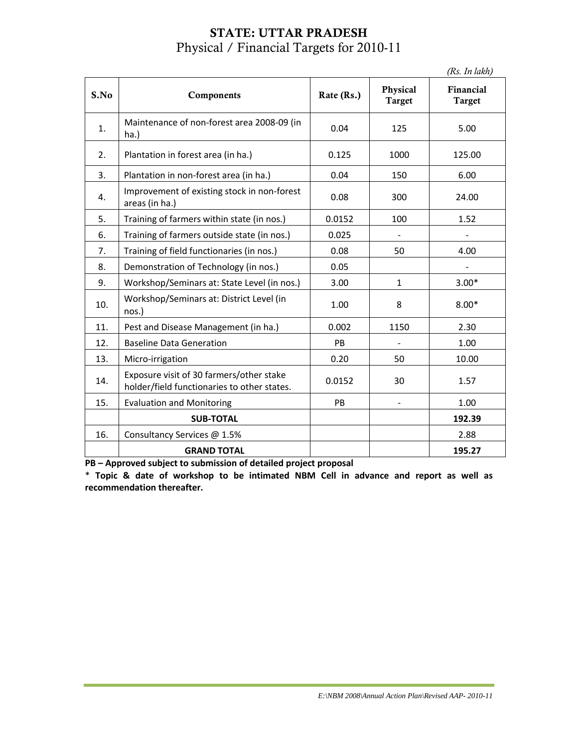# STATE: UTTAR PRADESH

## Physical / Financial Targets for 2010-11

*(Rs. In lakh)*

| S.No | Components | Rate (Rs.) | Physical Target | Financial Target |
|---|---|---|---|---|
| 1. | Maintenance of non-forest area 2008-09 (in ha.) | 0.04 | 125 | 5.00 |
| 2. | Plantation in forest area (in ha.) | 0.125 | 1000 | 125.00 |
| 3. | Plantation in non-forest area (in ha.) | 0.04 | 150 | 6.00 |
| 4. | Improvement of existing stock in non-forest areas (in ha.) | 0.08 | 300 | 24.00 |
| 5. | Training of farmers within state (in nos.) | 0.0152 | 100 | 1.52 |
| 6. | Training of farmers outside state (in nos.) | 0.025 | - | - |
| 7. | Training of field functionaries (in nos.) | 0.08 | 50 | 4.00 |
| 8. | Demonstration of Technology (in nos.) | 0.05 | | - |
| 9. | Workshop/Seminars at: State Level (in nos.) | 3.00 | 1 | 3.00* |
| 10. | Workshop/Seminars at: District Level (in nos.) | 1.00 | 8 | 8.00* |
| 11. | Pest and Disease Management (in ha.) | 0.002 | 1150 | 2.30 |
| 12. | Baseline Data Generation | PB | - | 1.00 |
| 13. | Micro-irrigation | 0.20 | 50 | 10.00 |
| 14. | Exposure visit of 30 farmers/other stake holder/field functionaries to other states. | 0.0152 | 30 | 1.57 |
| 15. | Evaluation and Monitoring | PB | - | 1.00 |
| | **SUB-TOTAL** | | | **192.39** |
| 16. | Consultancy Services @ 1.5% | | | 2.88 |
| | **GRAND TOTAL** | | | **195.27** |

**PB – Approved subject to submission of detailed project proposal**

\* **Topic & date of workshop to be intimated NBM Cell in advance and report as well as recommendation thereafter.**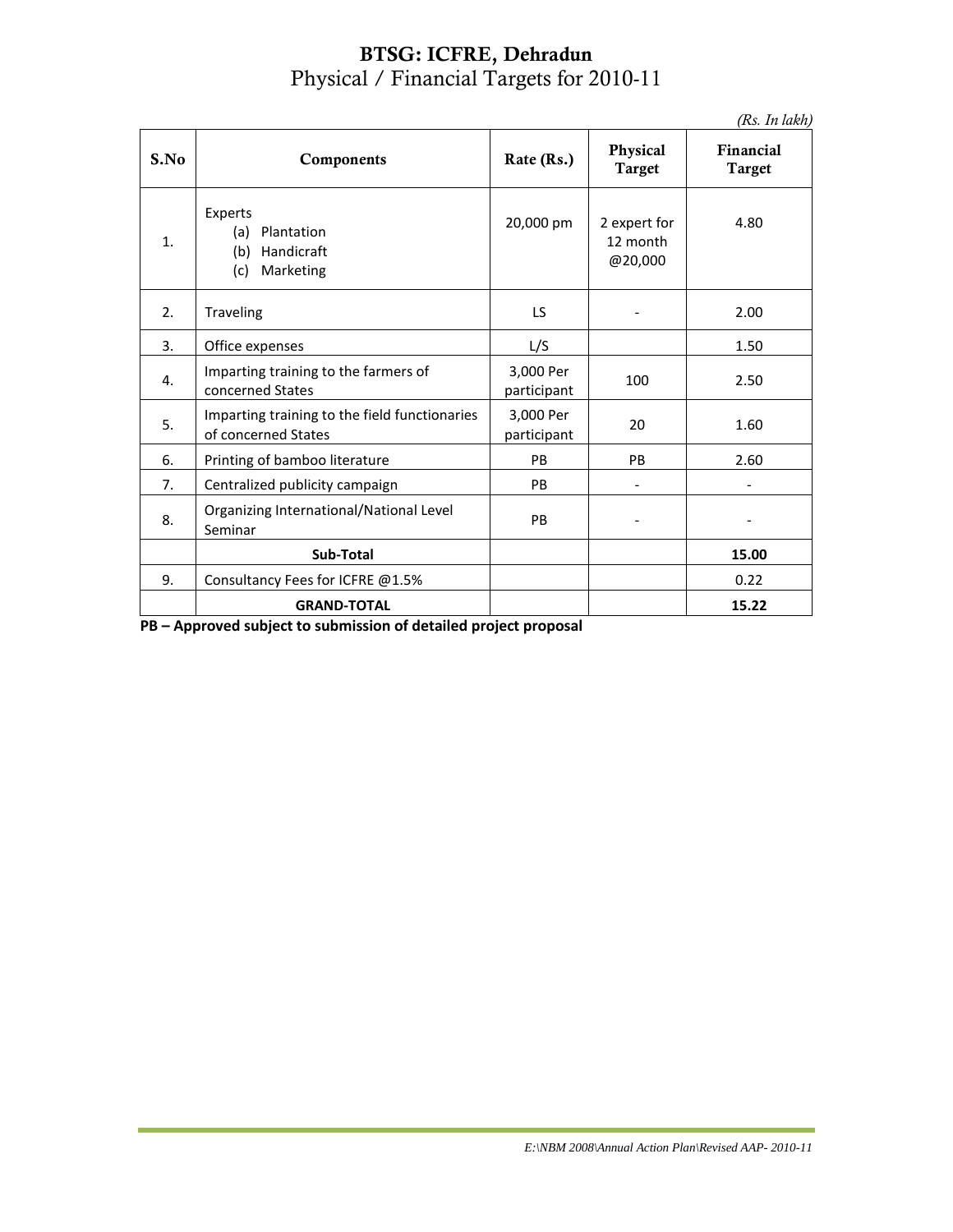# BTSG: ICFRE, Dehradun

Physical / Financial Targets for 2010-11

*(Rs. In lakh)*

| S.No | Components | Rate (Rs.) | Physical Target | Financial Target |
|---|---|---|---|---|
| 1. | Experts<br>(a) Plantation<br>(b) Handicraft<br>(c) Marketing | 20,000 pm | 2 expert for 12 month @20,000 | 4.80 |
| 2. | Traveling | LS | - | 2.00 |
| 3. | Office expenses | L/S | | 1.50 |
| 4. | Imparting training to the farmers of concerned States | 3,000 Per participant | 100 | 2.50 |
| 5. | Imparting training to the field functionaries of concerned States | 3,000 Per participant | 20 | 1.60 |
| 6. | Printing of bamboo literature | PB | PB | 2.60 |
| 7. | Centralized publicity campaign | PB | - | - |
| 8. | Organizing International/National Level Seminar | PB | - | - |
| | **Sub-Total** | | | **15.00** |
| 9. | Consultancy Fees for ICFRE @1.5% | | | 0.22 |
| | **GRAND-TOTAL** | | | **15.22** |

**PB – Approved subject to submission of detailed project proposal**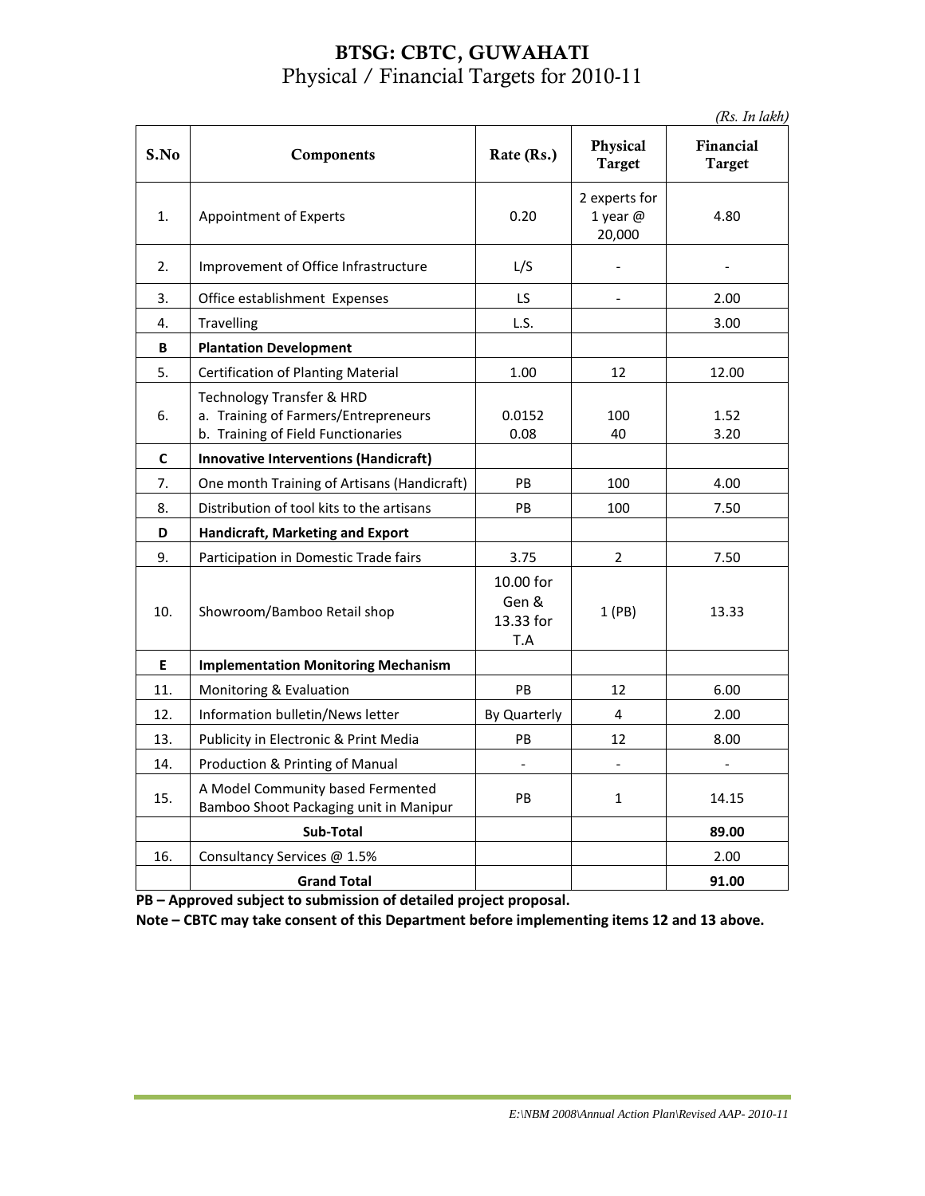# BTSG: CBTC, GUWAHATI

Physical / Financial Targets for 2010-11

*(Rs. In lakh)*

| S.No | Components | Rate (Rs.) | Physical Target | Financial Target |
|---|---|---|---|---|
| 1. | Appointment of Experts | 0.20 | 2 experts for 1 year @ 20,000 | 4.80 |
| 2. | Improvement of Office Infrastructure | L/S | - | - |
| 3. | Office establishment Expenses | LS | - | 2.00 |
| 4. | Travelling | L.S. | | 3.00 |
| **B** | **Plantation Development** | | | |
| 5. | Certification of Planting Material | 1.00 | 12 | 12.00 |
| 6. | Technology Transfer & HRD<br>a. Training of Farmers/Entrepreneurs<br>b. Training of Field Functionaries | <br>0.0152<br>0.08 | <br>100<br>40 | <br>1.52<br>3.20 |
| **C** | **Innovative Interventions (Handicraft)** | | | |
| 7. | One month Training of Artisans (Handicraft) | PB | 100 | 4.00 |
| 8. | Distribution of tool kits to the artisans | PB | 100 | 7.50 |
| **D** | **Handicraft, Marketing and Export** | | | |
| 9. | Participation in Domestic Trade fairs | 3.75 | 2 | 7.50 |
| 10. | Showroom/Bamboo Retail shop | 10.00 for Gen & 13.33 for T.A | 1 (PB) | 13.33 |
| **E** | **Implementation Monitoring Mechanism** | | | |
| 11. | Monitoring & Evaluation | PB | 12 | 6.00 |
| 12. | Information bulletin/News letter | By Quarterly | 4 | 2.00 |
| 13. | Publicity in Electronic & Print Media | PB | 12 | 8.00 |
| 14. | Production & Printing of Manual | - | - | - |
| 15. | A Model Community based Fermented Bamboo Shoot Packaging unit in Manipur | PB | 1 | 14.15 |
| | **Sub-Total** | | | **89.00** |
| 16. | Consultancy Services @ 1.5% | | | 2.00 |
| | **Grand Total** | | | **91.00** |

**PB – Approved subject to submission of detailed project proposal.**

**Note – CBTC may take consent of this Department before implementing items 12 and 13 above.**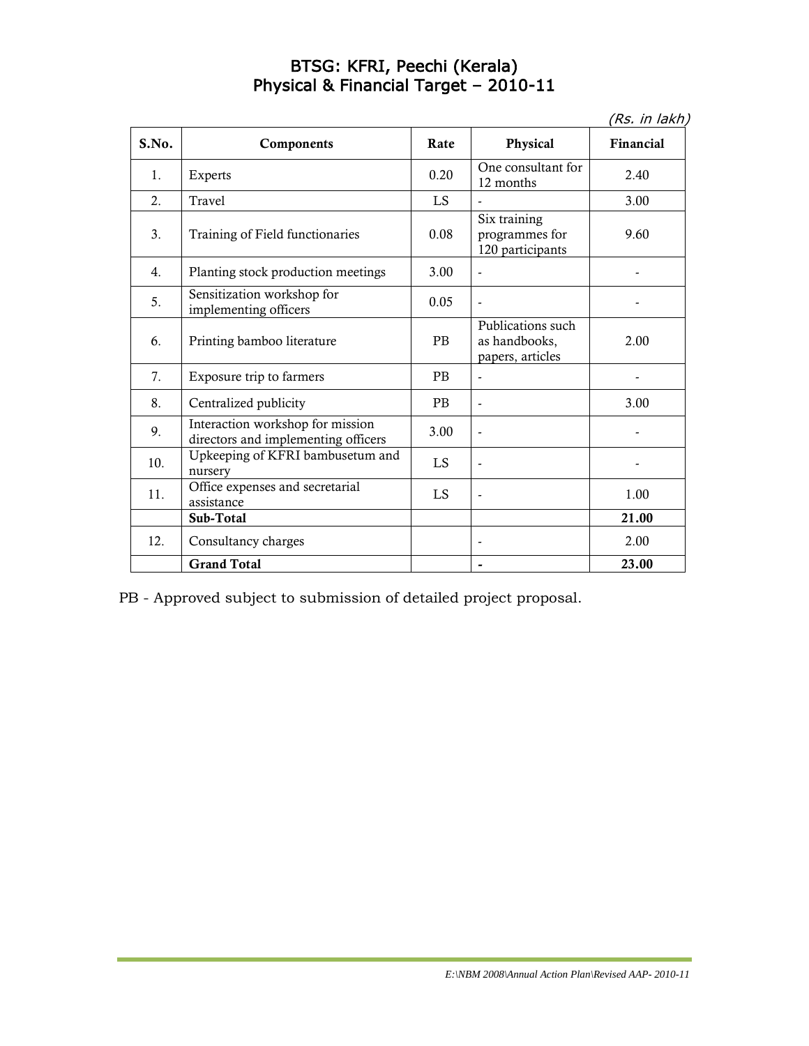# BTSG: KFRI, Peechi (Kerala)
# Physical & Financial Target – 2010-11

*(Rs. in lakh)*

| S.No. | Components | Rate | Physical | Financial |
|---|---|---|---|---|
| 1. | Experts | 0.20 | One consultant for 12 months | 2.40 |
| 2. | Travel | LS | - | 3.00 |
| 3. | Training of Field functionaries | 0.08 | Six training programmes for 120 participants | 9.60 |
| 4. | Planting stock production meetings | 3.00 | - | - |
| 5. | Sensitization workshop for implementing officers | 0.05 | - | - |
| 6. | Printing bamboo literature | PB | Publications such as handbooks, papers, articles | 2.00 |
| 7. | Exposure trip to farmers | PB | - | - |
| 8. | Centralized publicity | PB | - | 3.00 |
| 9. | Interaction workshop for mission directors and implementing officers | 3.00 | - | - |
| 10. | Upkeeping of KFRI bambusetum and nursery | LS | - | - |
| 11. | Office expenses and secretarial assistance | LS | - | 1.00 |
| | **Sub-Total** | | | **21.00** |
| 12. | Consultancy charges | | - | 2.00 |
| | **Grand Total** | | **-** | **23.00** |

PB - Approved subject to submission of detailed project proposal.